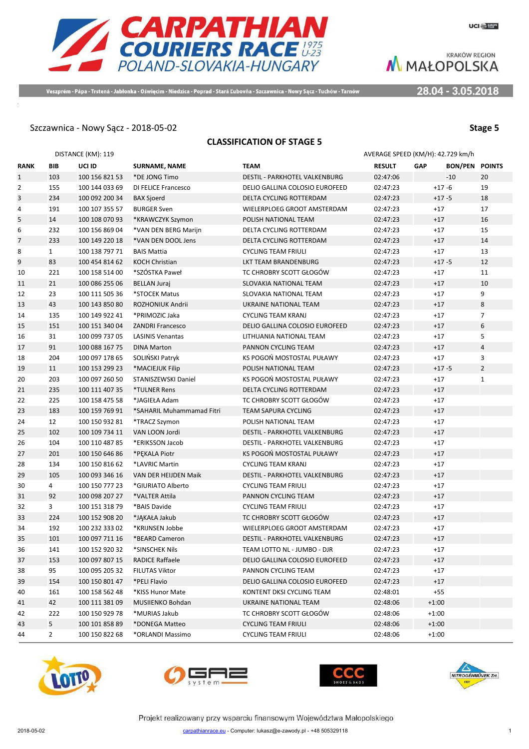# CARPATHIAN COURIERS RACE 1975 U-23

POLAND-SLOVAKIA-HUNGARY

Veszprém - Pápa - Trstená - Jabłonka - Oświęcim - Niedzica - Poprad - Stará Ľubovňa - Szczawnica - Nowy Sącz - Tuchów - Tarnów

28.04 - 3.05.2018

Szczawnica - Nowy Sącz - 2018-05-02

**Stage 5**

## CLASSIFICATION OF STAGE 5

DISTANCE (KM): 119

AVERAGE SPEED (KM/H): 42.729 km/h

| RANK | BIB | UCI ID | SURNAME, NAME | TEAM | RESULT | GAP | BON/PEN | POINTS |
|---|---|---|---|---|---|---|---|---|
| 1 | 103 | 100 156 821 53 | *DE JONG Timo | DESTIL - PARKHOTEL VALKENBURG | 02:47:06 | | -10 | 20 |
| 2 | 155 | 100 144 033 69 | DI FELICE Francesco | DELIO GALLINA COLOSIO EUROFEED | 02:47:23 | +17 | -6 | 19 |
| 3 | 234 | 100 092 200 34 | BAX Sjoerd | DELTA CYCLING ROTTERDAM | 02:47:23 | +17 | -5 | 18 |
| 4 | 191 | 100 107 355 57 | BURGER Sven | WIELERPLOEG GROOT AMSTERDAM | 02:47:23 | +17 | | 17 |
| 5 | 14 | 100 108 070 93 | *KRAWCZYK Szymon | POLISH NATIONAL TEAM | 02:47:23 | +17 | | 16 |
| 6 | 232 | 100 156 869 04 | *VAN DEN BERG Marijn | DELTA CYCLING ROTTERDAM | 02:47:23 | +17 | | 15 |
| 7 | 233 | 100 149 220 18 | *VAN DEN DOOL Jens | DELTA CYCLING ROTTERDAM | 02:47:23 | +17 | | 14 |
| 8 | 1 | 100 138 797 71 | BAIS Mattia | CYCLING TEAM FRIULI | 02:47:23 | +17 | | 13 |
| 9 | 83 | 100 454 814 62 | KOCH Christian | LKT TEAM BRANDENBURG | 02:47:23 | +17 | -5 | 12 |
| 10 | 221 | 100 158 514 00 | *SZÓSTKA Paweł | TC CHROBRY SCOTT GŁOGÓW | 02:47:23 | +17 | | 11 |
| 11 | 21 | 100 086 255 06 | BELLAN Juraj | SLOVAKIA NATIONAL TEAM | 02:47:23 | +17 | | 10 |
| 12 | 23 | 100 111 505 36 | *STOCEK Matus | SLOVAKIA NATIONAL TEAM | 02:47:23 | +17 | | 9 |
| 13 | 43 | 100 143 850 80 | ROZHONIUK Andrii | UKRAINE NATIONAL TEAM | 02:47:23 | +17 | | 8 |
| 14 | 135 | 100 149 922 41 | *PRIMOZIC Jaka | CYCLING TEAM KRANJ | 02:47:23 | +17 | | 7 |
| 15 | 151 | 100 151 340 04 | ZANDRI Francesco | DELIO GALLINA COLOSIO EUROFEED | 02:47:23 | +17 | | 6 |
| 16 | 31 | 100 099 737 05 | LASINIS Venantas | LITHUANIA NATIONAL TEAM | 02:47:23 | +17 | | 5 |
| 17 | 91 | 100 088 167 75 | DINA Marton | PANNON CYCLING TEAM | 02:47:23 | +17 | | 4 |
| 18 | 204 | 100 097 178 65 | SOLIŃSKI Patryk | KS POGOŃ MOSTOSTAL PUŁAWY | 02:47:23 | +17 | | 3 |
| 19 | 11 | 100 153 299 23 | *MACIEJUK Filip | POLISH NATIONAL TEAM | 02:47:23 | +17 | -5 | 2 |
| 20 | 203 | 100 097 260 50 | STANISZEWSKI Daniel | KS POGOŃ MOSTOSTAL PUŁAWY | 02:47:23 | +17 | | 1 |
| 21 | 235 | 100 111 407 35 | *TULNER Rens | DELTA CYCLING ROTTERDAM | 02:47:23 | +17 | | |
| 22 | 225 | 100 158 475 58 | *JAGIEŁA Adam | TC CHROBRY SCOTT GŁOGÓW | 02:47:23 | +17 | | |
| 23 | 183 | 100 159 769 91 | *SAHARIL Muhammamad Fitri | TEAM SAPURA CYCLING | 02:47:23 | +17 | | |
| 24 | 12 | 100 150 932 81 | *TRACZ Szymon | POLISH NATIONAL TEAM | 02:47:23 | +17 | | |
| 25 | 102 | 100 109 734 11 | VAN LOON Jordi | DESTIL - PARKHOTEL VALKENBURG | 02:47:23 | +17 | | |
| 26 | 104 | 100 110 487 85 | *ERIKSSON Jacob | DESTIL - PARKHOTEL VALKENBURG | 02:47:23 | +17 | | |
| 27 | 201 | 100 150 646 86 | *PĘKALA Piotr | KS POGOŃ MOSTOSTAL PUŁAWY | 02:47:23 | +17 | | |
| 28 | 134 | 100 150 816 62 | *LAVRIC Martin | CYCLING TEAM KRANJ | 02:47:23 | +17 | | |
| 29 | 105 | 100 093 346 16 | VAN DER HEIJDEN Maik | DESTIL - PARKHOTEL VALKENBURG | 02:47:23 | +17 | | |
| 30 | 4 | 100 150 777 23 | *GIURIATO Alberto | CYCLING TEAM FRIULI | 02:47:23 | +17 | | |
| 31 | 92 | 100 098 207 27 | *VALTER Attila | PANNON CYCLING TEAM | 02:47:23 | +17 | | |
| 32 | 3 | 100 151 318 79 | *BAIS Davide | CYCLING TEAM FRIULI | 02:47:23 | +17 | | |
| 33 | 224 | 100 152 908 20 | *JĄKAŁA Jakub | TC CHROBRY SCOTT GŁOGÓW | 02:47:23 | +17 | | |
| 34 | 192 | 100 232 333 02 | *KRIJNSEN Jobbe | WIELERPLOEG GROOT AMSTERDAM | 02:47:23 | +17 | | |
| 35 | 101 | 100 097 711 16 | *BEARD Cameron | DESTIL - PARKHOTEL VALKENBURG | 02:47:23 | +17 | | |
| 36 | 141 | 100 152 920 32 | *SINSCHEK Nils | TEAM LOTTO NL - JUMBO - DJR | 02:47:23 | +17 | | |
| 37 | 153 | 100 097 807 15 | RADICE Raffaele | DELIO GALLINA COLOSIO EUROFEED | 02:47:23 | +17 | | |
| 38 | 95 | 100 095 205 32 | FILUTAS Viktor | PANNON CYCLING TEAM | 02:47:23 | +17 | | |
| 39 | 154 | 100 150 801 47 | *PELI Flavio | DELIO GALLINA COLOSIO EUROFEED | 02:47:23 | +17 | | |
| 40 | 161 | 100 158 562 48 | *KISS Hunor Mate | KONTENT DKSI CYCLING TEAM | 02:48:01 | +55 | | |
| 41 | 42 | 100 111 381 09 | MUSIIENKO Bohdan | UKRAINE NATIONAL TEAM | 02:48:06 | +1:00 | | |
| 42 | 222 | 100 150 929 78 | *MURIAS Jakub | TC CHROBRY SCOTT GŁOGÓW | 02:48:06 | +1:00 | | |
| 43 | 5 | 100 101 858 89 | *DONEGA Matteo | CYCLING TEAM FRIULI | 02:48:06 | +1:00 | | |
| 44 | 2 | 100 150 822 68 | *ORLANDI Massimo | CYCLING TEAM FRIULI | 02:48:06 | +1:00 | | |

Projekt realizowany przy wsparciu finansowym Województwa Małopolskiego

2018-05-02 carpathianrace.eu - Computer: lukasz@e-zawody.pl - +48 505329118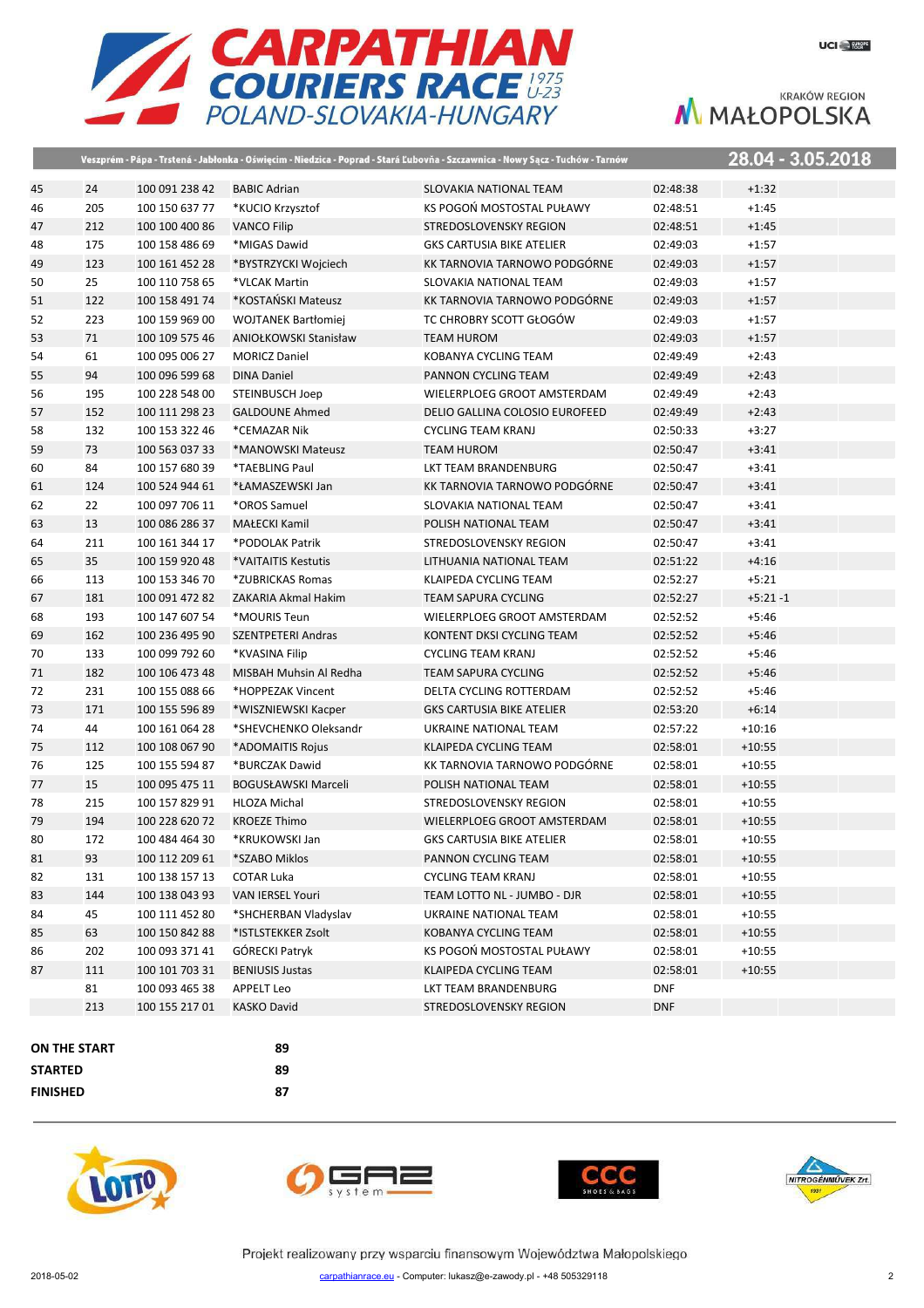# CARPATHIAN COURIERS RACE 1975 U-23

POLAND-SLOVAKIA-HUNGARY

KRAKÓW REGION MAŁOPOLSKA

Veszprém - Pápa - Trstená - Jabłonka - Oświęcim - Niedzica - Poprad - Stará Ľubovňa - Szczawnica - Nowy Sącz - Tuchów - Tarnów

28.04 - 3.05.2018

| | | | | | | |
|---|---|---|---|---|---|---|
| 45 | 24 | 100 091 238 42 | BABIC Adrian | SLOVAKIA NATIONAL TEAM | 02:48:38 | +1:32 |
| 46 | 205 | 100 150 637 77 | *KUCIO Krzysztof | KS POGOŃ MOSTOSTAL PUŁAWY | 02:48:51 | +1:45 |
| 47 | 212 | 100 100 400 86 | VANCO Filip | STREDOSLOVENSKY REGION | 02:48:51 | +1:45 |
| 48 | 175 | 100 158 486 69 | *MIGAS Dawid | GKS CARTUSIA BIKE ATELIER | 02:49:03 | +1:57 |
| 49 | 123 | 100 161 452 28 | *BYSTRZYCKI Wojciech | KK TARNOVIA TARNOWO PODGÓRNE | 02:49:03 | +1:57 |
| 50 | 25 | 100 110 758 65 | *VLCAK Martin | SLOVAKIA NATIONAL TEAM | 02:49:03 | +1:57 |
| 51 | 122 | 100 158 491 74 | *KOSTAŃSKI Mateusz | KK TARNOVIA TARNOWO PODGÓRNE | 02:49:03 | +1:57 |
| 52 | 223 | 100 159 969 00 | WOJTANEK Bartłomiej | TC CHROBRY SCOTT GŁOGÓW | 02:49:03 | +1:57 |
| 53 | 71 | 100 109 575 46 | ANIOŁKOWSKI Stanisław | TEAM HUROM | 02:49:03 | +1:57 |
| 54 | 61 | 100 095 006 27 | MORICZ Daniel | KOBANYA CYCLING TEAM | 02:49:49 | +2:43 |
| 55 | 94 | 100 096 599 68 | DINA Daniel | PANNON CYCLING TEAM | 02:49:49 | +2:43 |
| 56 | 195 | 100 228 548 00 | STEINBUSCH Joep | WIELERPLOEG GROOT AMSTERDAM | 02:49:49 | +2:43 |
| 57 | 152 | 100 111 298 23 | GALDOUNE Ahmed | DELIO GALLINA COLOSIO EUROFEED | 02:49:49 | +2:43 |
| 58 | 132 | 100 153 322 46 | *CEMAZAR Nik | CYCLING TEAM KRANJ | 02:50:33 | +3:27 |
| 59 | 73 | 100 563 037 33 | *MANOWSKI Mateusz | TEAM HUROM | 02:50:47 | +3:41 |
| 60 | 84 | 100 157 680 39 | *TAEBLING Paul | LKT TEAM BRANDENBURG | 02:50:47 | +3:41 |
| 61 | 124 | 100 524 944 61 | *ŁAMASZEWSKI Jan | KK TARNOVIA TARNOWO PODGÓRNE | 02:50:47 | +3:41 |
| 62 | 22 | 100 097 706 11 | *OROS Samuel | SLOVAKIA NATIONAL TEAM | 02:50:47 | +3:41 |
| 63 | 13 | 100 086 286 37 | MAŁECKI Kamil | POLISH NATIONAL TEAM | 02:50:47 | +3:41 |
| 64 | 211 | 100 161 344 17 | *PODOLAK Patrik | STREDOSLOVENSKY REGION | 02:50:47 | +3:41 |
| 65 | 35 | 100 159 920 48 | *VAITAITIS Kestutis | LITHUANIA NATIONAL TEAM | 02:51:22 | +4:16 |
| 66 | 113 | 100 153 346 70 | *ZUBRICKAS Romas | KLAIPEDA CYCLING TEAM | 02:52:27 | +5:21 |
| 67 | 181 | 100 091 472 82 | ZAKARIA Akmal Hakim | TEAM SAPURA CYCLING | 02:52:27 | +5:21 -1 |
| 68 | 193 | 100 147 607 54 | *MOURIS Teun | WIELERPLOEG GROOT AMSTERDAM | 02:52:52 | +5:46 |
| 69 | 162 | 100 236 495 90 | SZENTPETERI Andras | KONTENT DKSI CYCLING TEAM | 02:52:52 | +5:46 |
| 70 | 133 | 100 099 792 60 | *KVASINA Filip | CYCLING TEAM KRANJ | 02:52:52 | +5:46 |
| 71 | 182 | 100 106 473 48 | MISBAH Muhsin Al Redha | TEAM SAPURA CYCLING | 02:52:52 | +5:46 |
| 72 | 231 | 100 155 088 66 | *HOPPEZAK Vincent | DELTA CYCLING ROTTERDAM | 02:52:52 | +5:46 |
| 73 | 171 | 100 155 596 89 | *WISZNIEWSKI Kacper | GKS CARTUSIA BIKE ATELIER | 02:53:20 | +6:14 |
| 74 | 44 | 100 161 064 28 | *SHEVCHENKO Oleksandr | UKRAINE NATIONAL TEAM | 02:57:22 | +10:16 |
| 75 | 112 | 100 108 067 90 | *ADOMAITIS Rojus | KLAIPEDA CYCLING TEAM | 02:58:01 | +10:55 |
| 76 | 125 | 100 155 594 87 | *BURCZAK Dawid | KK TARNOVIA TARNOWO PODGÓRNE | 02:58:01 | +10:55 |
| 77 | 15 | 100 095 475 11 | BOGUSŁAWSKI Marceli | POLISH NATIONAL TEAM | 02:58:01 | +10:55 |
| 78 | 215 | 100 157 829 91 | HLOZA Michal | STREDOSLOVENSKY REGION | 02:58:01 | +10:55 |
| 79 | 194 | 100 228 620 72 | KROEZE Thimo | WIELERPLOEG GROOT AMSTERDAM | 02:58:01 | +10:55 |
| 80 | 172 | 100 484 464 30 | *KRUKOWSKI Jan | GKS CARTUSIA BIKE ATELIER | 02:58:01 | +10:55 |
| 81 | 93 | 100 112 209 61 | *SZABO Miklos | PANNON CYCLING TEAM | 02:58:01 | +10:55 |
| 82 | 131 | 100 138 157 13 | COTAR Luka | CYCLING TEAM KRANJ | 02:58:01 | +10:55 |
| 83 | 144 | 100 138 043 93 | VAN IERSEL Youri | TEAM LOTTO NL - JUMBO - DJR | 02:58:01 | +10:55 |
| 84 | 45 | 100 111 452 80 | *SHCHERBAN Vladyslav | UKRAINE NATIONAL TEAM | 02:58:01 | +10:55 |
| 85 | 63 | 100 150 842 88 | *ISTLSTEKKER Zsolt | KOBANYA CYCLING TEAM | 02:58:01 | +10:55 |
| 86 | 202 | 100 093 371 41 | GÓRECKI Patryk | KS POGOŃ MOSTOSTAL PUŁAWY | 02:58:01 | +10:55 |
| 87 | 111 | 100 101 703 31 | BENIUSIS Justas | KLAIPEDA CYCLING TEAM | 02:58:01 | +10:55 |
| | 81 | 100 093 465 38 | APPELT Leo | LKT TEAM BRANDENBURG | DNF | |
| | 213 | 100 155 217 01 | KASKO David | STREDOSLOVENSKY REGION | DNF | |

| | |
|---|---|
| **ON THE START** | **89** |
| **STARTED** | **89** |
| **FINISHED** | **87** |

Projekt realizowany przy wsparciu finansowym Województwa Małopolskiego

2018-05-02 — carpathianrace.eu - Computer: lukasz@e-zawody.pl - +48 505329118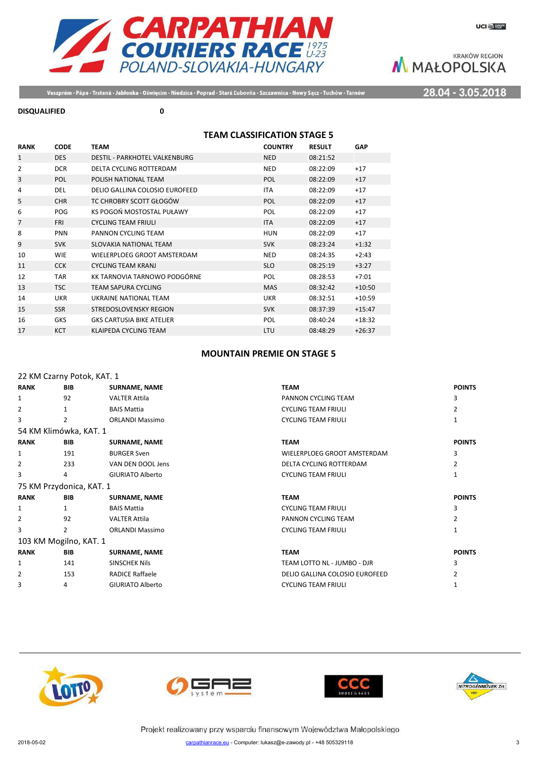**DISQUALIFIED** 0

## TEAM CLASSIFICATION STAGE 5

| RANK | CODE | TEAM | COUNTRY | RESULT | GAP |
|---|---|---|---|---|---|
| 1 | DES | DESTIL - PARKHOTEL VALKENBURG | NED | 08:21:52 | |
| 2 | DCR | DELTA CYCLING ROTTERDAM | NED | 08:22:09 | +17 |
| 3 | POL | POLISH NATIONAL TEAM | POL | 08:22:09 | +17 |
| 4 | DEL | DELIO GALLINA COLOSIO EUROFEED | ITA | 08:22:09 | +17 |
| 5 | CHR | TC CHROBRY SCOTT GŁOGÓW | POL | 08:22:09 | +17 |
| 6 | POG | KS POGOŃ MOSTOSTAL PUŁAWY | POL | 08:22:09 | +17 |
| 7 | FRI | CYCLING TEAM FRIULI | ITA | 08:22:09 | +17 |
| 8 | PNN | PANNON CYCLING TEAM | HUN | 08:22:09 | +17 |
| 9 | SVK | SLOVAKIA NATIONAL TEAM | SVK | 08:23:24 | +1:32 |
| 10 | WIE | WIELERPLOEG GROOT AMSTERDAM | NED | 08:24:35 | +2:43 |
| 11 | CCK | CYCLING TEAM KRANJ | SLO | 08:25:19 | +3:27 |
| 12 | TAR | KK TARNOVIA TARNOWO PODGÓRNE | POL | 08:28:53 | +7:01 |
| 13 | TSC | TEAM SAPURA CYCLING | MAS | 08:32:42 | +10:50 |
| 14 | UKR | UKRAINE NATIONAL TEAM | UKR | 08:32:51 | +10:59 |
| 15 | SSR | STREDOSLOVENSKY REGION | SVK | 08:37:39 | +15:47 |
| 16 | GKS | GKS CARTUSIA BIKE ATELIER | POL | 08:40:24 | +18:32 |
| 17 | KCT | KLAIPEDA CYCLING TEAM | LTU | 08:48:29 | +26:37 |

## MOUNTAIN PREMIE ON STAGE 5

22 KM Czarny Potok, KAT. 1

| RANK | BIB | SURNAME, NAME | TEAM | POINTS |
|---|---|---|---|---|
| 1 | 92 | VALTER Attila | PANNON CYCLING TEAM | 3 |
| 2 | 1 | BAIS Mattia | CYCLING TEAM FRIULI | 2 |
| 3 | 2 | ORLANDI Massimo | CYCLING TEAM FRIULI | 1 |

54 KM Klimówka, KAT. 1

| RANK | BIB | SURNAME, NAME | TEAM | POINTS |
|---|---|---|---|---|
| 1 | 191 | BURGER Sven | WIELERPLOEG GROOT AMSTERDAM | 3 |
| 2 | 233 | VAN DEN DOOL Jens | DELTA CYCLING ROTTERDAM | 2 |
| 3 | 4 | GIURIATO Alberto | CYCLING TEAM FRIULI | 1 |

75 KM Przydonica, KAT. 1

| RANK | BIB | SURNAME, NAME | TEAM | POINTS |
|---|---|---|---|---|
| 1 | 1 | BAIS Mattia | CYCLING TEAM FRIULI | 3 |
| 2 | 92 | VALTER Attila | PANNON CYCLING TEAM | 2 |
| 3 | 2 | ORLANDI Massimo | CYCLING TEAM FRIULI | 1 |

103 KM Mogilno, KAT. 1

| RANK | BIB | SURNAME, NAME | TEAM | POINTS |
|---|---|---|---|---|
| 1 | 141 | SINSCHEK Nils | TEAM LOTTO NL - JUMBO - DJR | 3 |
| 2 | 153 | RADICE Raffaele | DELIO GALLINA COLOSIO EUROFEED | 2 |
| 3 | 4 | GIURIATO Alberto | CYCLING TEAM FRIULI | 1 |

Projekt realizowany przy wsparciu finansowym Województwa Małopolskiego

2018-05-02 carpathianrace.eu - Computer: lukasz@e-zawody.pl - +48 505329118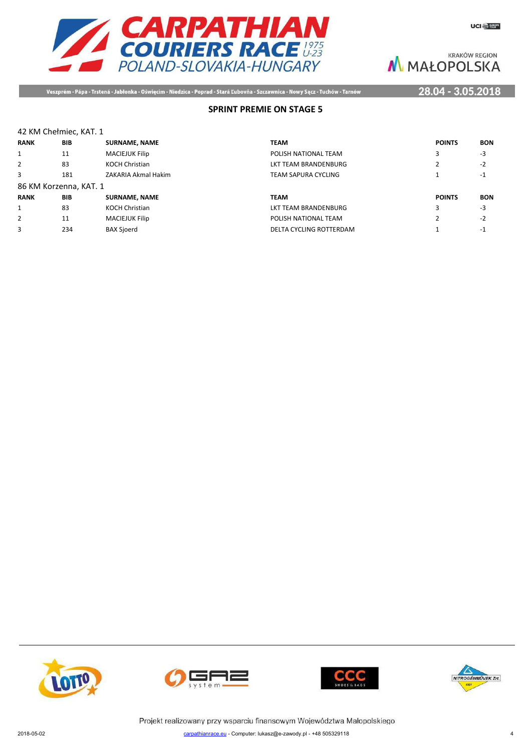## SPRINT PREMIE ON STAGE 5

42 KM Chełmiec, KAT. 1

| RANK | BIB | SURNAME, NAME | TEAM | POINTS | BON |
|---|---|---|---|---|---|
| 1 | 11 | MACIEJUK Filip | POLISH NATIONAL TEAM | 3 | -3 |
| 2 | 83 | KOCH Christian | LKT TEAM BRANDENBURG | 2 | -2 |
| 3 | 181 | ZAKARIA Akmal Hakim | TEAM SAPURA CYCLING | 1 | -1 |

86 KM Korzenna, KAT. 1

| RANK | BIB | SURNAME, NAME | TEAM | POINTS | BON |
|---|---|---|---|---|---|
| 1 | 83 | KOCH Christian | LKT TEAM BRANDENBURG | 3 | -3 |
| 2 | 11 | MACIEJUK Filip | POLISH NATIONAL TEAM | 2 | -2 |
| 3 | 234 | BAX Sjoerd | DELTA CYCLING ROTTERDAM | 1 | -1 |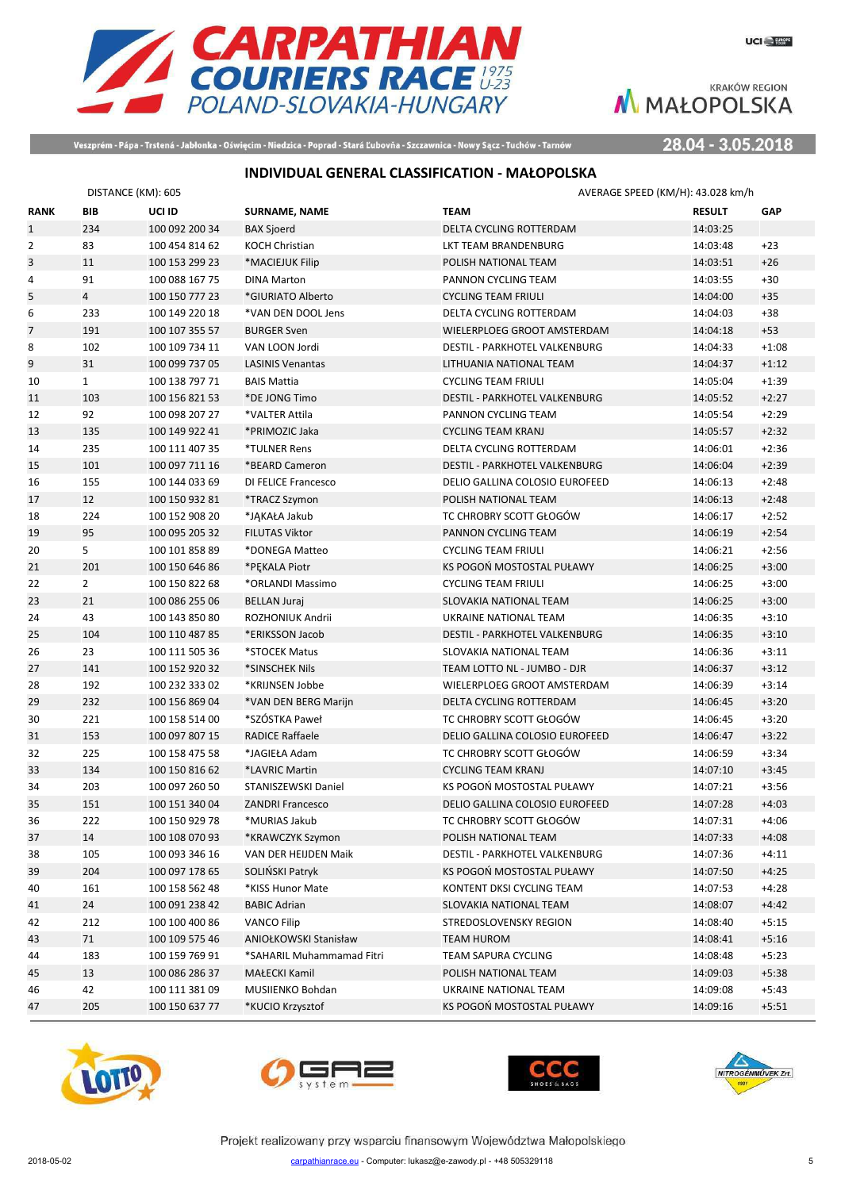Veszprém - Pápa - Trstená - Jabłonka - Oświęcim - Niedzica - Poprad - Stará Ľubovňa - Szczawnica - Nowy Sącz - Tuchów - Tarnów

28.04 - 3.05.2018

## INDIVIDUAL GENERAL CLASSIFICATION - MAŁOPOLSKA

DISTANCE (KM): 605

AVERAGE SPEED (KM/H): 43.028 km/h

| RANK | BIB | UCI ID | SURNAME, NAME | TEAM | RESULT | GAP |
|---|---|---|---|---|---|---|
| 1 | 234 | 100 092 200 34 | BAX Sjoerd | DELTA CYCLING ROTTERDAM | 14:03:25 | |
| 2 | 83 | 100 454 814 62 | KOCH Christian | LKT TEAM BRANDENBURG | 14:03:48 | +23 |
| 3 | 11 | 100 153 299 23 | *MACIEJUK Filip | POLISH NATIONAL TEAM | 14:03:51 | +26 |
| 4 | 91 | 100 088 167 75 | DINA Marton | PANNON CYCLING TEAM | 14:03:55 | +30 |
| 5 | 4 | 100 150 777 23 | *GIURIATO Alberto | CYCLING TEAM FRIULI | 14:04:00 | +35 |
| 6 | 233 | 100 149 220 18 | *VAN DEN DOOL Jens | DELTA CYCLING ROTTERDAM | 14:04:03 | +38 |
| 7 | 191 | 100 107 355 57 | BURGER Sven | WIELERPLOEG GROOT AMSTERDAM | 14:04:18 | +53 |
| 8 | 102 | 100 109 734 11 | VAN LOON Jordi | DESTIL - PARKHOTEL VALKENBURG | 14:04:33 | +1:08 |
| 9 | 31 | 100 099 737 05 | LASINIS Venantas | LITHUANIA NATIONAL TEAM | 14:04:37 | +1:12 |
| 10 | 1 | 100 138 797 71 | BAIS Mattia | CYCLING TEAM FRIULI | 14:05:04 | +1:39 |
| 11 | 103 | 100 156 821 53 | *DE JONG Timo | DESTIL - PARKHOTEL VALKENBURG | 14:05:52 | +2:27 |
| 12 | 92 | 100 098 207 27 | *VALTER Attila | PANNON CYCLING TEAM | 14:05:54 | +2:29 |
| 13 | 135 | 100 149 922 41 | *PRIMOZIC Jaka | CYCLING TEAM KRANJ | 14:05:57 | +2:32 |
| 14 | 235 | 100 111 407 35 | *TULNER Rens | DELTA CYCLING ROTTERDAM | 14:06:01 | +2:36 |
| 15 | 101 | 100 097 711 16 | *BEARD Cameron | DESTIL - PARKHOTEL VALKENBURG | 14:06:04 | +2:39 |
| 16 | 155 | 100 144 033 69 | DI FELICE Francesco | DELIO GALLINA COLOSIO EUROFEED | 14:06:13 | +2:48 |
| 17 | 12 | 100 150 932 81 | *TRACZ Szymon | POLISH NATIONAL TEAM | 14:06:13 | +2:48 |
| 18 | 224 | 100 152 908 20 | *JĄKAŁA Jakub | TC CHROBRY SCOTT GŁOGÓW | 14:06:17 | +2:52 |
| 19 | 95 | 100 095 205 32 | FILUTAS Viktor | PANNON CYCLING TEAM | 14:06:19 | +2:54 |
| 20 | 5 | 100 101 858 89 | *DONEGA Matteo | CYCLING TEAM FRIULI | 14:06:21 | +2:56 |
| 21 | 201 | 100 150 646 86 | *PĘKALA Piotr | KS POGOŃ MOSTOSTAL PUŁAWY | 14:06:25 | +3:00 |
| 22 | 2 | 100 150 822 68 | *ORLANDI Massimo | CYCLING TEAM FRIULI | 14:06:25 | +3:00 |
| 23 | 21 | 100 086 255 06 | BELLAN Juraj | SLOVAKIA NATIONAL TEAM | 14:06:25 | +3:00 |
| 24 | 43 | 100 143 850 80 | ROZHONIUK Andrii | UKRAINE NATIONAL TEAM | 14:06:35 | +3:10 |
| 25 | 104 | 100 110 487 85 | *ERIKSSON Jacob | DESTIL - PARKHOTEL VALKENBURG | 14:06:35 | +3:10 |
| 26 | 23 | 100 111 505 36 | *STOCEK Matus | SLOVAKIA NATIONAL TEAM | 14:06:36 | +3:11 |
| 27 | 141 | 100 152 920 32 | *SINSCHEK Nils | TEAM LOTTO NL - JUMBO - DJR | 14:06:37 | +3:12 |
| 28 | 192 | 100 232 333 02 | *KRIJNSEN Jobbe | WIELERPLOEG GROOT AMSTERDAM | 14:06:39 | +3:14 |
| 29 | 232 | 100 156 869 04 | *VAN DEN BERG Marijn | DELTA CYCLING ROTTERDAM | 14:06:45 | +3:20 |
| 30 | 221 | 100 158 514 00 | *SZÓSTKA Paweł | TC CHROBRY SCOTT GŁOGÓW | 14:06:45 | +3:20 |
| 31 | 153 | 100 097 807 15 | RADICE Raffaele | DELIO GALLINA COLOSIO EUROFEED | 14:06:47 | +3:22 |
| 32 | 225 | 100 158 475 58 | *JAGIEŁA Adam | TC CHROBRY SCOTT GŁOGÓW | 14:06:59 | +3:34 |
| 33 | 134 | 100 150 816 62 | *LAVRIC Martin | CYCLING TEAM KRANJ | 14:07:10 | +3:45 |
| 34 | 203 | 100 097 260 50 | STANISZEWSKI Daniel | KS POGOŃ MOSTOSTAL PUŁAWY | 14:07:21 | +3:56 |
| 35 | 151 | 100 151 340 04 | ZANDRI Francesco | DELIO GALLINA COLOSIO EUROFEED | 14:07:28 | +4:03 |
| 36 | 222 | 100 150 929 78 | *MURIAS Jakub | TC CHROBRY SCOTT GŁOGÓW | 14:07:31 | +4:06 |
| 37 | 14 | 100 108 070 93 | *KRAWCZYK Szymon | POLISH NATIONAL TEAM | 14:07:33 | +4:08 |
| 38 | 105 | 100 093 346 16 | VAN DER HEIJDEN Maik | DESTIL - PARKHOTEL VALKENBURG | 14:07:36 | +4:11 |
| 39 | 204 | 100 097 178 65 | SOLIŃSKI Patryk | KS POGOŃ MOSTOSTAL PUŁAWY | 14:07:50 | +4:25 |
| 40 | 161 | 100 158 562 48 | *KISS Hunor Mate | KONTENT DKSI CYCLING TEAM | 14:07:53 | +4:28 |
| 41 | 24 | 100 091 238 42 | BABIC Adrian | SLOVAKIA NATIONAL TEAM | 14:08:07 | +4:42 |
| 42 | 212 | 100 100 400 86 | VANCO Filip | STREDOSLOVENSKY REGION | 14:08:40 | +5:15 |
| 43 | 71 | 100 109 575 46 | ANIOŁKOWSKI Stanisław | TEAM HUROM | 14:08:41 | +5:16 |
| 44 | 183 | 100 159 769 91 | *SAHARIL Muhammamad Fitri | TEAM SAPURA CYCLING | 14:08:48 | +5:23 |
| 45 | 13 | 100 086 286 37 | MAŁECKI Kamil | POLISH NATIONAL TEAM | 14:09:03 | +5:38 |
| 46 | 42 | 100 111 381 09 | MUSIIENKO Bohdan | UKRAINE NATIONAL TEAM | 14:09:08 | +5:43 |
| 47 | 205 | 100 150 637 77 | *KUCIO Krzysztof | KS POGOŃ MOSTOSTAL PUŁAWY | 14:09:16 | +5:51 |

Projekt realizowany przy wsparciu finansowym Województwa Małopolskiego

2018-05-02 carpathianrace.eu - Computer: lukasz@e-zawody.pl - +48 505329118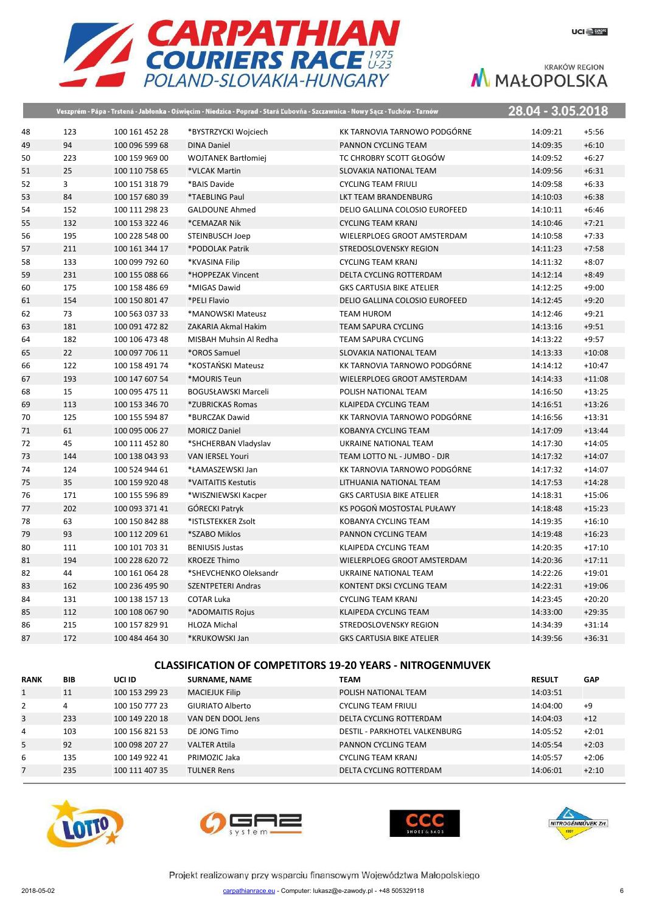| | | | | | | |
|---|---|---|---|---|---|---|
| 48 | 123 | 100 161 452 28 | *BYSTRZYCKI Wojciech | KK TARNOVIA TARNOWO PODGÓRNE | 14:09:21 | +5:56 |
| 49 | 94 | 100 096 599 68 | DINA Daniel | PANNON CYCLING TEAM | 14:09:35 | +6:10 |
| 50 | 223 | 100 159 969 00 | WOJTANEK Bartłomiej | TC CHROBRY SCOTT GŁOGÓW | 14:09:52 | +6:27 |
| 51 | 25 | 100 110 758 65 | *VLCAK Martin | SLOVAKIA NATIONAL TEAM | 14:09:56 | +6:31 |
| 52 | 3 | 100 151 318 79 | *BAIS Davide | CYCLING TEAM FRIULI | 14:09:58 | +6:33 |
| 53 | 84 | 100 157 680 39 | *TAEBLING Paul | LKT TEAM BRANDENBURG | 14:10:03 | +6:38 |
| 54 | 152 | 100 111 298 23 | GALDOUNE Ahmed | DELIO GALLINA COLOSIO EUROFEED | 14:10:11 | +6:46 |
| 55 | 132 | 100 153 322 46 | *CEMAZAR Nik | CYCLING TEAM KRANJ | 14:10:46 | +7:21 |
| 56 | 195 | 100 228 548 00 | STEINBUSCH Joep | WIELERPLOEG GROOT AMSTERDAM | 14:10:58 | +7:33 |
| 57 | 211 | 100 161 344 17 | *PODOLAK Patrik | STREDOSLOVENSKY REGION | 14:11:23 | +7:58 |
| 58 | 133 | 100 099 792 60 | *KVASINA Filip | CYCLING TEAM KRANJ | 14:11:32 | +8:07 |
| 59 | 231 | 100 155 088 66 | *HOPPEZAK Vincent | DELTA CYCLING ROTTERDAM | 14:12:14 | +8:49 |
| 60 | 175 | 100 158 486 69 | *MIGAS Dawid | GKS CARTUSIA BIKE ATELIER | 14:12:25 | +9:00 |
| 61 | 154 | 100 150 801 47 | *PELI Flavio | DELIO GALLINA COLOSIO EUROFEED | 14:12:45 | +9:20 |
| 62 | 73 | 100 563 037 33 | *MANOWSKI Mateusz | TEAM HUROM | 14:12:46 | +9:21 |
| 63 | 181 | 100 091 472 82 | ZAKARIA Akmal Hakim | TEAM SAPURA CYCLING | 14:13:16 | +9:51 |
| 64 | 182 | 100 106 473 48 | MISBAH Muhsin Al Redha | TEAM SAPURA CYCLING | 14:13:22 | +9:57 |
| 65 | 22 | 100 097 706 11 | *OROS Samuel | SLOVAKIA NATIONAL TEAM | 14:13:33 | +10:08 |
| 66 | 122 | 100 158 491 74 | *KOSTAŃSKI Mateusz | KK TARNOVIA TARNOWO PODGÓRNE | 14:14:12 | +10:47 |
| 67 | 193 | 100 147 607 54 | *MOURIS Teun | WIELERPLOEG GROOT AMSTERDAM | 14:14:33 | +11:08 |
| 68 | 15 | 100 095 475 11 | BOGUSŁAWSKI Marceli | POLISH NATIONAL TEAM | 14:16:50 | +13:25 |
| 69 | 113 | 100 153 346 70 | *ZUBRICKAS Romas | KLAIPEDA CYCLING TEAM | 14:16:51 | +13:26 |
| 70 | 125 | 100 155 594 87 | *BURCZAK Dawid | KK TARNOVIA TARNOWO PODGÓRNE | 14:16:56 | +13:31 |
| 71 | 61 | 100 095 006 27 | MORICZ Daniel | KOBANYA CYCLING TEAM | 14:17:09 | +13:44 |
| 72 | 45 | 100 111 452 80 | *SHCHERBAN Vladyslav | UKRAINE NATIONAL TEAM | 14:17:30 | +14:05 |
| 73 | 144 | 100 138 043 93 | VAN IERSEL Youri | TEAM LOTTO NL - JUMBO - DJR | 14:17:32 | +14:07 |
| 74 | 124 | 100 524 944 61 | *ŁAMASZEWSKI Jan | KK TARNOVIA TARNOWO PODGÓRNE | 14:17:32 | +14:07 |
| 75 | 35 | 100 159 920 48 | *VAITAITIS Kestutis | LITHUANIA NATIONAL TEAM | 14:17:53 | +14:28 |
| 76 | 171 | 100 155 596 89 | *WISZNIEWSKI Kacper | GKS CARTUSIA BIKE ATELIER | 14:18:31 | +15:06 |
| 77 | 202 | 100 093 371 41 | GÓRECKI Patryk | KS POGOŃ MOSTOSTAL PUŁAWY | 14:18:48 | +15:23 |
| 78 | 63 | 100 150 842 88 | *ISTLSTEKKER Zsolt | KOBANYA CYCLING TEAM | 14:19:35 | +16:10 |
| 79 | 93 | 100 112 209 61 | *SZABO Miklos | PANNON CYCLING TEAM | 14:19:48 | +16:23 |
| 80 | 111 | 100 101 703 31 | BENIUSIS Justas | KLAIPEDA CYCLING TEAM | 14:20:35 | +17:10 |
| 81 | 194 | 100 228 620 72 | KROEZE Thimo | WIELERPLOEG GROOT AMSTERDAM | 14:20:36 | +17:11 |
| 82 | 44 | 100 161 064 28 | *SHEVCHENKO Oleksandr | UKRAINE NATIONAL TEAM | 14:22:26 | +19:01 |
| 83 | 162 | 100 236 495 90 | SZENTPETERI Andras | KONTENT DKSI CYCLING TEAM | 14:22:31 | +19:06 |
| 84 | 131 | 100 138 157 13 | COTAR Luka | CYCLING TEAM KRANJ | 14:23:45 | +20:20 |
| 85 | 112 | 100 108 067 90 | *ADOMAITIS Rojus | KLAIPEDA CYCLING TEAM | 14:33:00 | +29:35 |
| 86 | 215 | 100 157 829 91 | HLOZA Michal | STREDOSLOVENSKY REGION | 14:34:39 | +31:14 |
| 87 | 172 | 100 484 464 30 | *KRUKOWSKI Jan | GKS CARTUSIA BIKE ATELIER | 14:39:56 | +36:31 |

## CLASSIFICATION OF COMPETITORS 19-20 YEARS - NITROGENMUVEK

| RANK | BIB | UCI ID | SURNAME, NAME | TEAM | RESULT | GAP |
|---|---|---|---|---|---|---|
| 1 | 11 | 100 153 299 23 | MACIEJUK Filip | POLISH NATIONAL TEAM | 14:03:51 | |
| 2 | 4 | 100 150 777 23 | GIURIATO Alberto | CYCLING TEAM FRIULI | 14:04:00 | +9 |
| 3 | 233 | 100 149 220 18 | VAN DEN DOOL Jens | DELTA CYCLING ROTTERDAM | 14:04:03 | +12 |
| 4 | 103 | 100 156 821 53 | DE JONG Timo | DESTIL - PARKHOTEL VALKENBURG | 14:05:52 | +2:01 |
| 5 | 92 | 100 098 207 27 | VALTER Attila | PANNON CYCLING TEAM | 14:05:54 | +2:03 |
| 6 | 135 | 100 149 922 41 | PRIMOZIC Jaka | CYCLING TEAM KRANJ | 14:05:57 | +2:06 |
| 7 | 235 | 100 111 407 35 | TULNER Rens | DELTA CYCLING ROTTERDAM | 14:06:01 | +2:10 |

Projekt realizowany przy wsparciu finansowym Województwa Małopolskiego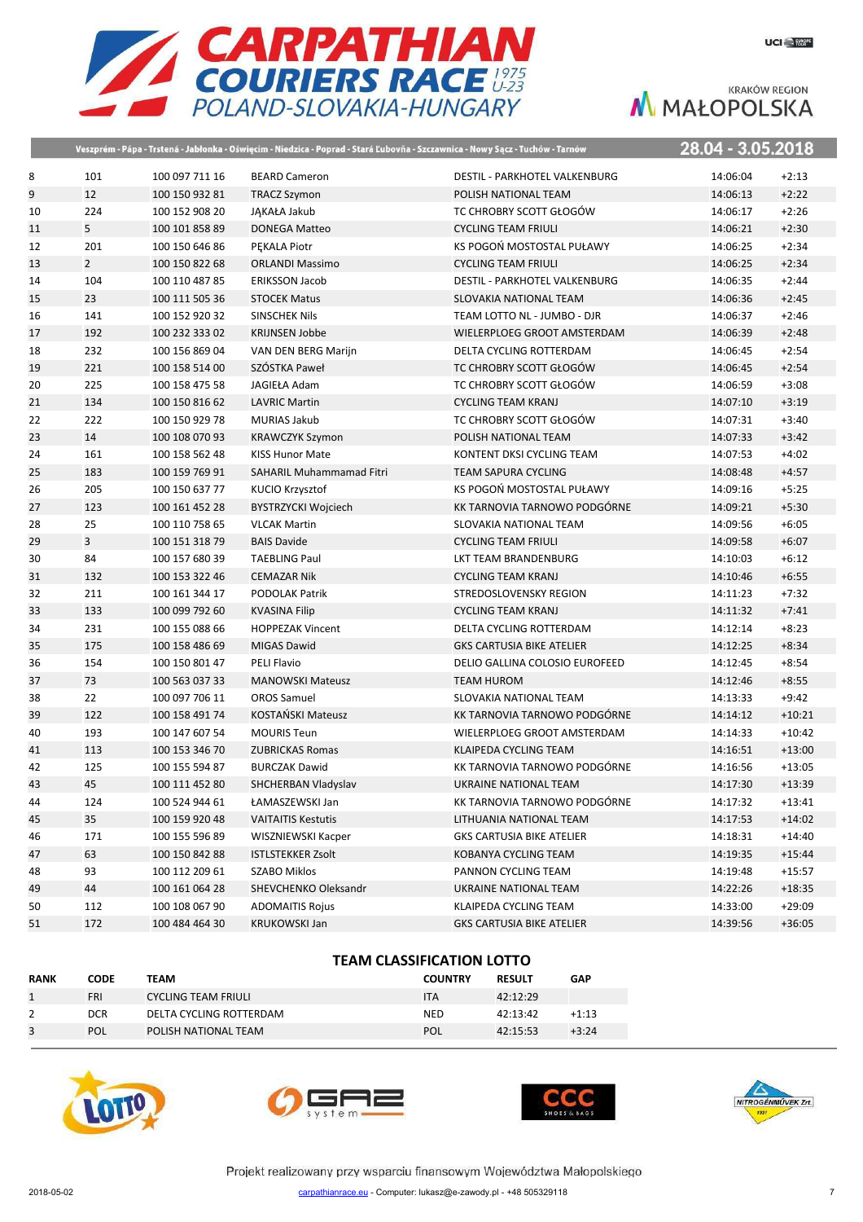# CARPATHIAN COURIERS RACE 1975 U-23

POLAND-SLOVAKIA-HUNGARY

Veszprém - Pápa - Trstená - Jabłonka - Oświęcim - Niedzica - Poprad - Stará Ľubovňa - Szczawnica - Nowy Sącz - Tuchów - Tarnów

28.04 - 3.05.2018

| | | | | | | |
|---|---|---|---|---|---|---|
| 8 | 101 | 100 097 711 16 | BEARD Cameron | DESTIL - PARKHOTEL VALKENBURG | 14:06:04 | +2:13 |
| 9 | 12 | 100 150 932 81 | TRACZ Szymon | POLISH NATIONAL TEAM | 14:06:13 | +2:22 |
| 10 | 224 | 100 152 908 20 | JĄKAŁA Jakub | TC CHROBRY SCOTT GŁOGÓW | 14:06:17 | +2:26 |
| 11 | 5 | 100 101 858 89 | DONEGA Matteo | CYCLING TEAM FRIULI | 14:06:21 | +2:30 |
| 12 | 201 | 100 150 646 86 | PĘKALA Piotr | KS POGOŃ MOSTOSTAL PUŁAWY | 14:06:25 | +2:34 |
| 13 | 2 | 100 150 822 68 | ORLANDI Massimo | CYCLING TEAM FRIULI | 14:06:25 | +2:34 |
| 14 | 104 | 100 110 487 85 | ERIKSSON Jacob | DESTIL - PARKHOTEL VALKENBURG | 14:06:35 | +2:44 |
| 15 | 23 | 100 111 505 36 | STOCEK Matus | SLOVAKIA NATIONAL TEAM | 14:06:36 | +2:45 |
| 16 | 141 | 100 152 920 32 | SINSCHEK Nils | TEAM LOTTO NL - JUMBO - DJR | 14:06:37 | +2:46 |
| 17 | 192 | 100 232 333 02 | KRIJNSEN Jobbe | WIELERPLOEG GROOT AMSTERDAM | 14:06:39 | +2:48 |
| 18 | 232 | 100 156 869 04 | VAN DEN BERG Marijn | DELTA CYCLING ROTTERDAM | 14:06:45 | +2:54 |
| 19 | 221 | 100 158 514 00 | SZÓSTKA Paweł | TC CHROBRY SCOTT GŁOGÓW | 14:06:45 | +2:54 |
| 20 | 225 | 100 158 475 58 | JAGIEŁA Adam | TC CHROBRY SCOTT GŁOGÓW | 14:06:59 | +3:08 |
| 21 | 134 | 100 150 816 62 | LAVRIC Martin | CYCLING TEAM KRANJ | 14:07:10 | +3:19 |
| 22 | 222 | 100 150 929 78 | MURIAS Jakub | TC CHROBRY SCOTT GŁOGÓW | 14:07:31 | +3:40 |
| 23 | 14 | 100 108 070 93 | KRAWCZYK Szymon | POLISH NATIONAL TEAM | 14:07:33 | +3:42 |
| 24 | 161 | 100 158 562 48 | KISS Hunor Mate | KONTENT DKSI CYCLING TEAM | 14:07:53 | +4:02 |
| 25 | 183 | 100 159 769 91 | SAHARIL Muhammamad Fitri | TEAM SAPURA CYCLING | 14:08:48 | +4:57 |
| 26 | 205 | 100 150 637 77 | KUCIO Krzysztof | KS POGOŃ MOSTOSTAL PUŁAWY | 14:09:16 | +5:25 |
| 27 | 123 | 100 161 452 28 | BYSTRZYCKI Wojciech | KK TARNOVIA TARNOWO PODGÓRNE | 14:09:21 | +5:30 |
| 28 | 25 | 100 110 758 65 | VLCAK Martin | SLOVAKIA NATIONAL TEAM | 14:09:56 | +6:05 |
| 29 | 3 | 100 151 318 79 | BAIS Davide | CYCLING TEAM FRIULI | 14:09:58 | +6:07 |
| 30 | 84 | 100 157 680 39 | TAEBLING Paul | LKT TEAM BRANDENBURG | 14:10:03 | +6:12 |
| 31 | 132 | 100 153 322 46 | CEMAZAR Nik | CYCLING TEAM KRANJ | 14:10:46 | +6:55 |
| 32 | 211 | 100 161 344 17 | PODOLAK Patrik | STREDOSLOVENSKY REGION | 14:11:23 | +7:32 |
| 33 | 133 | 100 099 792 60 | KVASINA Filip | CYCLING TEAM KRANJ | 14:11:32 | +7:41 |
| 34 | 231 | 100 155 088 66 | HOPPEZAK Vincent | DELTA CYCLING ROTTERDAM | 14:12:14 | +8:23 |
| 35 | 175 | 100 158 486 69 | MIGAS Dawid | GKS CARTUSIA BIKE ATELIER | 14:12:25 | +8:34 |
| 36 | 154 | 100 150 801 47 | PELI Flavio | DELIO GALLINA COLOSIO EUROFEED | 14:12:45 | +8:54 |
| 37 | 73 | 100 563 037 33 | MANOWSKI Mateusz | TEAM HUROM | 14:12:46 | +8:55 |
| 38 | 22 | 100 097 706 11 | OROS Samuel | SLOVAKIA NATIONAL TEAM | 14:13:33 | +9:42 |
| 39 | 122 | 100 158 491 74 | KOSTAŃSKI Mateusz | KK TARNOVIA TARNOWO PODGÓRNE | 14:14:12 | +10:21 |
| 40 | 193 | 100 147 607 54 | MOURIS Teun | WIELERPLOEG GROOT AMSTERDAM | 14:14:33 | +10:42 |
| 41 | 113 | 100 153 346 70 | ZUBRICKAS Romas | KLAIPEDA CYCLING TEAM | 14:16:51 | +13:00 |
| 42 | 125 | 100 155 594 87 | BURCZAK Dawid | KK TARNOVIA TARNOWO PODGÓRNE | 14:16:56 | +13:05 |
| 43 | 45 | 100 111 452 80 | SHCHERBAN Vladyslav | UKRAINE NATIONAL TEAM | 14:17:30 | +13:39 |
| 44 | 124 | 100 524 944 61 | ŁAMASZEWSKI Jan | KK TARNOVIA TARNOWO PODGÓRNE | 14:17:32 | +13:41 |
| 45 | 35 | 100 159 920 48 | VAITAITIS Kestutis | LITHUANIA NATIONAL TEAM | 14:17:53 | +14:02 |
| 46 | 171 | 100 155 596 89 | WISZNIEWSKI Kacper | GKS CARTUSIA BIKE ATELIER | 14:18:31 | +14:40 |
| 47 | 63 | 100 150 842 88 | ISTLSTEKKER Zsolt | KOBANYA CYCLING TEAM | 14:19:35 | +15:44 |
| 48 | 93 | 100 112 209 61 | SZABO Miklos | PANNON CYCLING TEAM | 14:19:48 | +15:57 |
| 49 | 44 | 100 161 064 28 | SHEVCHENKO Oleksandr | UKRAINE NATIONAL TEAM | 14:22:26 | +18:35 |
| 50 | 112 | 100 108 067 90 | ADOMAITIS Rojus | KLAIPEDA CYCLING TEAM | 14:33:00 | +29:09 |
| 51 | 172 | 100 484 464 30 | KRUKOWSKI Jan | GKS CARTUSIA BIKE ATELIER | 14:39:56 | +36:05 |

## TEAM CLASSIFICATION LOTTO

| RANK | CODE | TEAM | COUNTRY | RESULT | GAP |
|---|---|---|---|---|---|
| 1 | FRI | CYCLING TEAM FRIULI | ITA | 42:12:29 | |
| 2 | DCR | DELTA CYCLING ROTTERDAM | NED | 42:13:42 | +1:13 |
| 3 | POL | POLISH NATIONAL TEAM | POL | 42:15:53 | +3:24 |

Projekt realizowany przy wsparciu finansowym Województwa Małopolskiego

2018-05-02 carpathianrace.eu - Computer: lukasz@e-zawody.pl - +48 505329118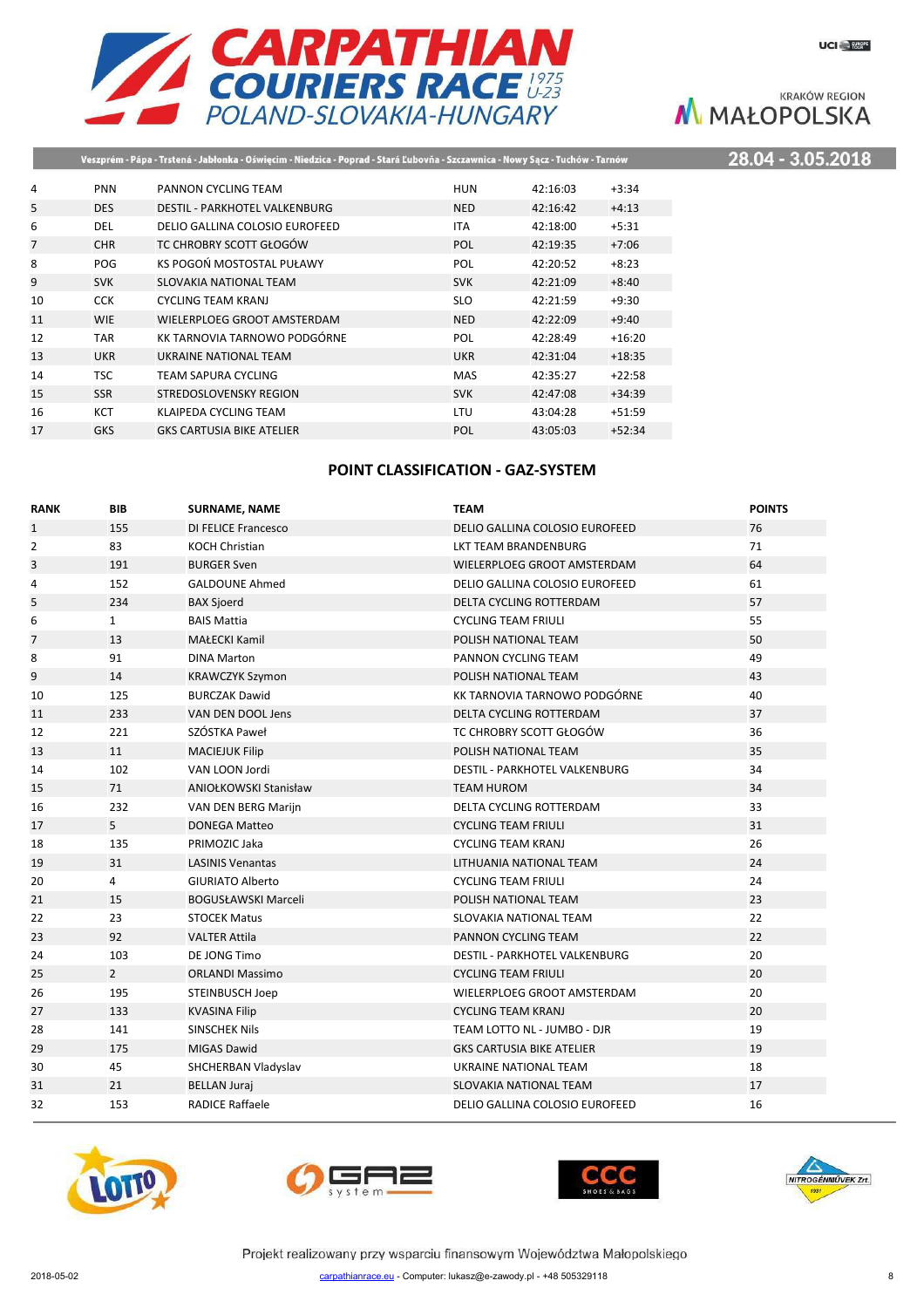| | | | | | |
|---|---|---|---|---|---|
| 4 | PNN | PANNON CYCLING TEAM | HUN | 42:16:03 | +3:34 |
| 5 | DES | DESTIL - PARKHOTEL VALKENBURG | NED | 42:16:42 | +4:13 |
| 6 | DEL | DELIO GALLINA COLOSIO EUROFEED | ITA | 42:18:00 | +5:31 |
| 7 | CHR | TC CHROBRY SCOTT GŁOGÓW | POL | 42:19:35 | +7:06 |
| 8 | POG | KS POGOŃ MOSTOSTAL PUŁAWY | POL | 42:20:52 | +8:23 |
| 9 | SVK | SLOVAKIA NATIONAL TEAM | SVK | 42:21:09 | +8:40 |
| 10 | CCK | CYCLING TEAM KRANJ | SLO | 42:21:59 | +9:30 |
| 11 | WIE | WIELERPLOEG GROOT AMSTERDAM | NED | 42:22:09 | +9:40 |
| 12 | TAR | KK TARNOVIA TARNOWO PODGÓRNE | POL | 42:28:49 | +16:20 |
| 13 | UKR | UKRAINE NATIONAL TEAM | UKR | 42:31:04 | +18:35 |
| 14 | TSC | TEAM SAPURA CYCLING | MAS | 42:35:27 | +22:58 |
| 15 | SSR | STREDOSLOVENSKY REGION | SVK | 42:47:08 | +34:39 |
| 16 | KCT | KLAIPEDA CYCLING TEAM | LTU | 43:04:28 | +51:59 |
| 17 | GKS | GKS CARTUSIA BIKE ATELIER | POL | 43:05:03 | +52:34 |

## POINT CLASSIFICATION - GAZ-SYSTEM

| RANK | BIB | SURNAME, NAME | TEAM | POINTS |
|---|---|---|---|---|
| 1 | 155 | DI FELICE Francesco | DELIO GALLINA COLOSIO EUROFEED | 76 |
| 2 | 83 | KOCH Christian | LKT TEAM BRANDENBURG | 71 |
| 3 | 191 | BURGER Sven | WIELERPLOEG GROOT AMSTERDAM | 64 |
| 4 | 152 | GALDOUNE Ahmed | DELIO GALLINA COLOSIO EUROFEED | 61 |
| 5 | 234 | BAX Sjoerd | DELTA CYCLING ROTTERDAM | 57 |
| 6 | 1 | BAIS Mattia | CYCLING TEAM FRIULI | 55 |
| 7 | 13 | MAŁECKI Kamil | POLISH NATIONAL TEAM | 50 |
| 8 | 91 | DINA Marton | PANNON CYCLING TEAM | 49 |
| 9 | 14 | KRAWCZYK Szymon | POLISH NATIONAL TEAM | 43 |
| 10 | 125 | BURCZAK Dawid | KK TARNOVIA TARNOWO PODGÓRNE | 40 |
| 11 | 233 | VAN DEN DOOL Jens | DELTA CYCLING ROTTERDAM | 37 |
| 12 | 221 | SZÓSTKA Paweł | TC CHROBRY SCOTT GŁOGÓW | 36 |
| 13 | 11 | MACIEJUK Filip | POLISH NATIONAL TEAM | 35 |
| 14 | 102 | VAN LOON Jordi | DESTIL - PARKHOTEL VALKENBURG | 34 |
| 15 | 71 | ANIOŁKOWSKI Stanisław | TEAM HUROM | 34 |
| 16 | 232 | VAN DEN BERG Marijn | DELTA CYCLING ROTTERDAM | 33 |
| 17 | 5 | DONEGA Matteo | CYCLING TEAM FRIULI | 31 |
| 18 | 135 | PRIMOZIC Jaka | CYCLING TEAM KRANJ | 26 |
| 19 | 31 | LASINIS Venantas | LITHUANIA NATIONAL TEAM | 24 |
| 20 | 4 | GIURIATO Alberto | CYCLING TEAM FRIULI | 24 |
| 21 | 15 | BOGUSŁAWSKI Marceli | POLISH NATIONAL TEAM | 23 |
| 22 | 23 | STOCEK Matus | SLOVAKIA NATIONAL TEAM | 22 |
| 23 | 92 | VALTER Attila | PANNON CYCLING TEAM | 22 |
| 24 | 103 | DE JONG Timo | DESTIL - PARKHOTEL VALKENBURG | 20 |
| 25 | 2 | ORLANDI Massimo | CYCLING TEAM FRIULI | 20 |
| 26 | 195 | STEINBUSCH Joep | WIELERPLOEG GROOT AMSTERDAM | 20 |
| 27 | 133 | KVASINA Filip | CYCLING TEAM KRANJ | 20 |
| 28 | 141 | SINSCHEK Nils | TEAM LOTTO NL - JUMBO - DJR | 19 |
| 29 | 175 | MIGAS Dawid | GKS CARTUSIA BIKE ATELIER | 19 |
| 30 | 45 | SHCHERBAN Vladyslav | UKRAINE NATIONAL TEAM | 18 |
| 31 | 21 | BELLAN Juraj | SLOVAKIA NATIONAL TEAM | 17 |
| 32 | 153 | RADICE Raffaele | DELIO GALLINA COLOSIO EUROFEED | 16 |

Projekt realizowany przy wsparciu finansowym Województwa Małopolskiego

2018-05-02 carpathianrace.eu - Computer: lukasz@e-zawody.pl - +48 505329118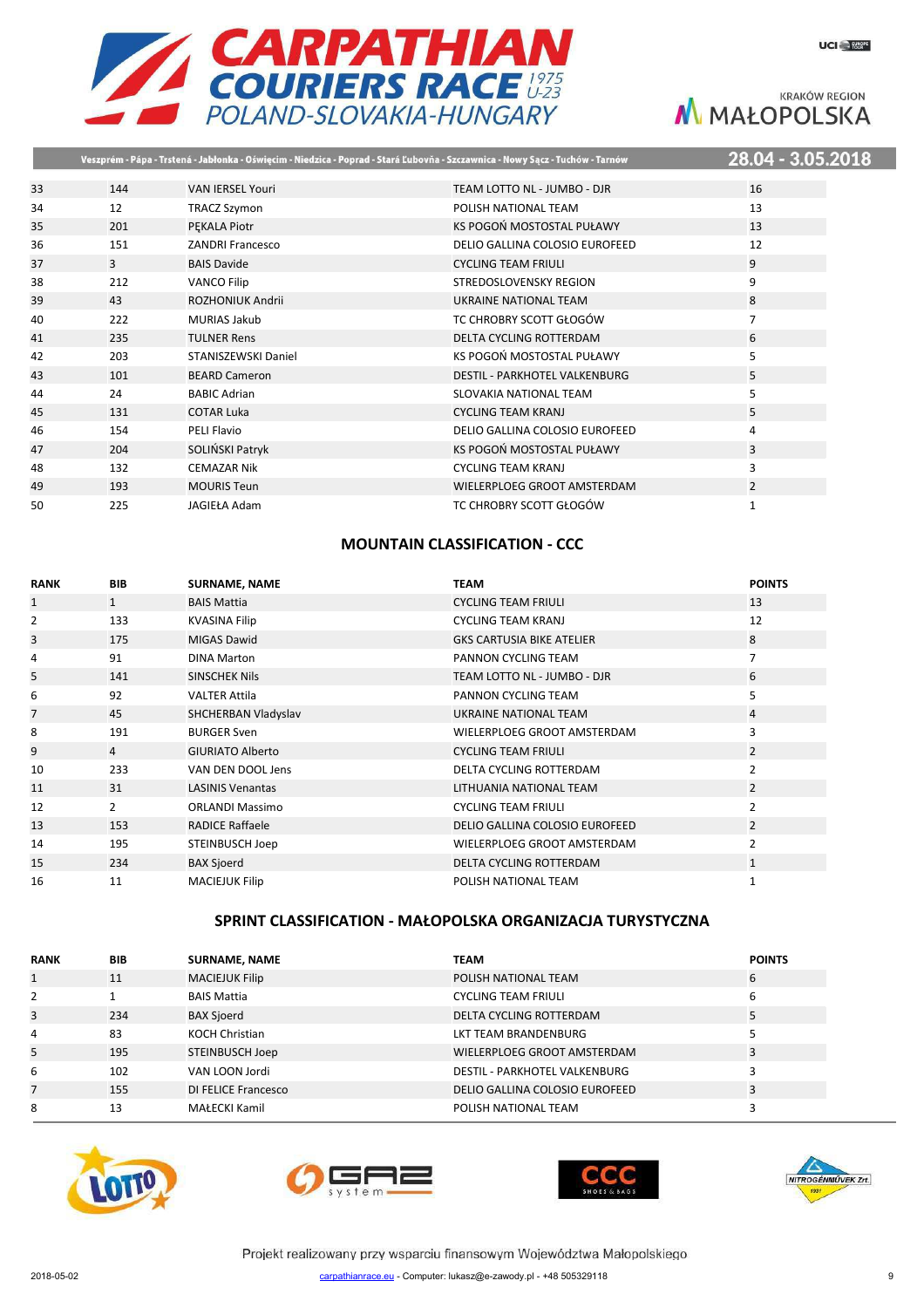| | | | | |
|---|---|---|---|---|
| 33 | 144 | VAN IERSEL Youri | TEAM LOTTO NL - JUMBO - DJR | 16 |
| 34 | 12 | TRACZ Szymon | POLISH NATIONAL TEAM | 13 |
| 35 | 201 | PĘKALA Piotr | KS POGOŃ MOSTOSTAL PUŁAWY | 13 |
| 36 | 151 | ZANDRI Francesco | DELIO GALLINA COLOSIO EUROFEED | 12 |
| 37 | 3 | BAIS Davide | CYCLING TEAM FRIULI | 9 |
| 38 | 212 | VANCO Filip | STREDOSLOVENSKY REGION | 9 |
| 39 | 43 | ROZHONIUK Andrii | UKRAINE NATIONAL TEAM | 8 |
| 40 | 222 | MURIAS Jakub | TC CHROBRY SCOTT GŁOGÓW | 7 |
| 41 | 235 | TULNER Rens | DELTA CYCLING ROTTERDAM | 6 |
| 42 | 203 | STANISZEWSKI Daniel | KS POGOŃ MOSTOSTAL PUŁAWY | 5 |
| 43 | 101 | BEARD Cameron | DESTIL - PARKHOTEL VALKENBURG | 5 |
| 44 | 24 | BABIC Adrian | SLOVAKIA NATIONAL TEAM | 5 |
| 45 | 131 | COTAR Luka | CYCLING TEAM KRANJ | 5 |
| 46 | 154 | PELI Flavio | DELIO GALLINA COLOSIO EUROFEED | 4 |
| 47 | 204 | SOLIŃSKI Patryk | KS POGOŃ MOSTOSTAL PUŁAWY | 3 |
| 48 | 132 | CEMAZAR Nik | CYCLING TEAM KRANJ | 3 |
| 49 | 193 | MOURIS Teun | WIELERPLOEG GROOT AMSTERDAM | 2 |
| 50 | 225 | JAGIEŁA Adam | TC CHROBRY SCOTT GŁOGÓW | 1 |

## MOUNTAIN CLASSIFICATION - CCC

| RANK | BIB | SURNAME, NAME | TEAM | POINTS |
|---|---|---|---|---|
| 1 | 1 | BAIS Mattia | CYCLING TEAM FRIULI | 13 |
| 2 | 133 | KVASINA Filip | CYCLING TEAM KRANJ | 12 |
| 3 | 175 | MIGAS Dawid | GKS CARTUSIA BIKE ATELIER | 8 |
| 4 | 91 | DINA Marton | PANNON CYCLING TEAM | 7 |
| 5 | 141 | SINSCHEK Nils | TEAM LOTTO NL - JUMBO - DJR | 6 |
| 6 | 92 | VALTER Attila | PANNON CYCLING TEAM | 5 |
| 7 | 45 | SHCHERBAN Vladyslav | UKRAINE NATIONAL TEAM | 4 |
| 8 | 191 | BURGER Sven | WIELERPLOEG GROOT AMSTERDAM | 3 |
| 9 | 4 | GIURIATO Alberto | CYCLING TEAM FRIULI | 2 |
| 10 | 233 | VAN DEN DOOL Jens | DELTA CYCLING ROTTERDAM | 2 |
| 11 | 31 | LASINIS Venantas | LITHUANIA NATIONAL TEAM | 2 |
| 12 | 2 | ORLANDI Massimo | CYCLING TEAM FRIULI | 2 |
| 13 | 153 | RADICE Raffaele | DELIO GALLINA COLOSIO EUROFEED | 2 |
| 14 | 195 | STEINBUSCH Joep | WIELERPLOEG GROOT AMSTERDAM | 2 |
| 15 | 234 | BAX Sjoerd | DELTA CYCLING ROTTERDAM | 1 |
| 16 | 11 | MACIEJUK Filip | POLISH NATIONAL TEAM | 1 |

## SPRINT CLASSIFICATION - MAŁOPOLSKA ORGANIZACJA TURYSTYCZNA

| RANK | BIB | SURNAME, NAME | TEAM | POINTS |
|---|---|---|---|---|
| 1 | 11 | MACIEJUK Filip | POLISH NATIONAL TEAM | 6 |
| 2 | 1 | BAIS Mattia | CYCLING TEAM FRIULI | 6 |
| 3 | 234 | BAX Sjoerd | DELTA CYCLING ROTTERDAM | 5 |
| 4 | 83 | KOCH Christian | LKT TEAM BRANDENBURG | 5 |
| 5 | 195 | STEINBUSCH Joep | WIELERPLOEG GROOT AMSTERDAM | 3 |
| 6 | 102 | VAN LOON Jordi | DESTIL - PARKHOTEL VALKENBURG | 3 |
| 7 | 155 | DI FELICE Francesco | DELIO GALLINA COLOSIO EUROFEED | 3 |
| 8 | 13 | MAŁECKI Kamil | POLISH NATIONAL TEAM | 3 |

Projekt realizowany przy wsparciu finansowym Województwa Małopolskiego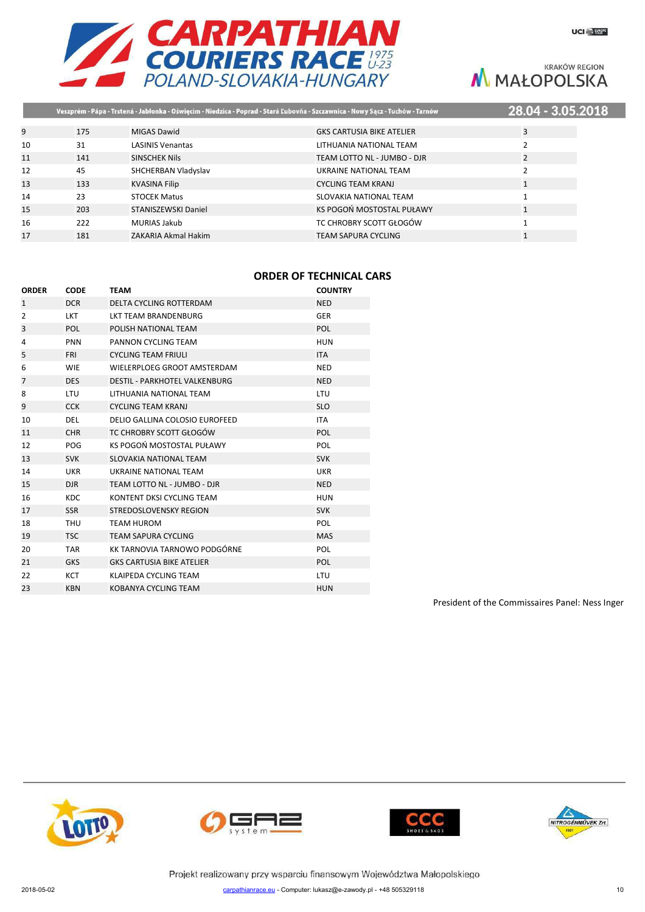| | | | | |
|---|---|---|---|---|
| 9 | 175 | MIGAS Dawid | GKS CARTUSIA BIKE ATELIER | 3 |
| 10 | 31 | LASINIS Venantas | LITHUANIA NATIONAL TEAM | 2 |
| 11 | 141 | SINSCHEK Nils | TEAM LOTTO NL - JUMBO - DJR | 2 |
| 12 | 45 | SHCHERBAN Vladyslav | UKRAINE NATIONAL TEAM | 2 |
| 13 | 133 | KVASINA Filip | CYCLING TEAM KRANJ | 1 |
| 14 | 23 | STOCEK Matus | SLOVAKIA NATIONAL TEAM | 1 |
| 15 | 203 | STANISZEWSKI Daniel | KS POGOŃ MOSTOSTAL PUŁAWY | 1 |
| 16 | 222 | MURIAS Jakub | TC CHROBRY SCOTT GŁOGÓW | 1 |
| 17 | 181 | ZAKARIA Akmal Hakim | TEAM SAPURA CYCLING | 1 |

## ORDER OF TECHNICAL CARS

| ORDER | CODE | TEAM | COUNTRY |
|---|---|---|---|
| 1 | DCR | DELTA CYCLING ROTTERDAM | NED |
| 2 | LKT | LKT TEAM BRANDENBURG | GER |
| 3 | POL | POLISH NATIONAL TEAM | POL |
| 4 | PNN | PANNON CYCLING TEAM | HUN |
| 5 | FRI | CYCLING TEAM FRIULI | ITA |
| 6 | WIE | WIELERPLOEG GROOT AMSTERDAM | NED |
| 7 | DES | DESTIL - PARKHOTEL VALKENBURG | NED |
| 8 | LTU | LITHUANIA NATIONAL TEAM | LTU |
| 9 | CCK | CYCLING TEAM KRANJ | SLO |
| 10 | DEL | DELIO GALLINA COLOSIO EUROFEED | ITA |
| 11 | CHR | TC CHROBRY SCOTT GŁOGÓW | POL |
| 12 | POG | KS POGOŃ MOSTOSTAL PUŁAWY | POL |
| 13 | SVK | SLOVAKIA NATIONAL TEAM | SVK |
| 14 | UKR | UKRAINE NATIONAL TEAM | UKR |
| 15 | DJR | TEAM LOTTO NL - JUMBO - DJR | NED |
| 16 | KDC | KONTENT DKSI CYCLING TEAM | HUN |
| 17 | SSR | STREDOSLOVENSKY REGION | SVK |
| 18 | THU | TEAM HUROM | POL |
| 19 | TSC | TEAM SAPURA CYCLING | MAS |
| 20 | TAR | KK TARNOVIA TARNOWO PODGÓRNE | POL |
| 21 | GKS | GKS CARTUSIA BIKE ATELIER | POL |
| 22 | KCT | KLAIPEDA CYCLING TEAM | LTU |
| 23 | KBN | KOBANYA CYCLING TEAM | HUN |

President of the Commissaires Panel: Ness Inger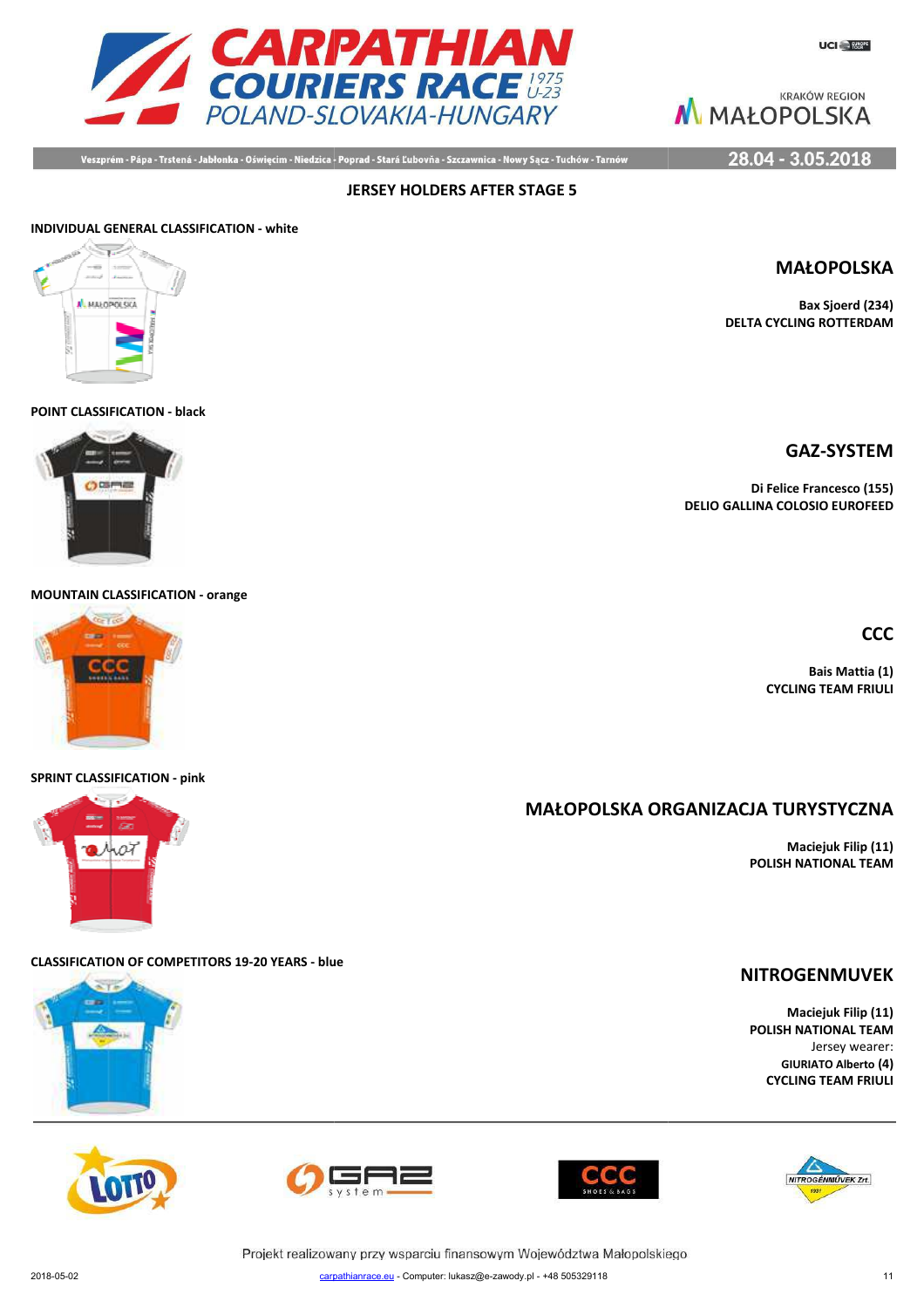# CARPATHIAN COURIERS RACE 1975 U-23 POLAND-SLOVAKIA-HUNGARY

Veszprém - Pápa - Trstená - Jabłonka - Oświęcim - Niedzica - Poprad - Stará Ľubovňa - Szczawnica - Nowy Sącz - Tuchów - Tarnów

28.04 - 3.05.2018

## JERSEY HOLDERS AFTER STAGE 5

### INDIVIDUAL GENERAL CLASSIFICATION - white

**MAŁOPOLSKA**

**Bax Sjoerd (234)**
**DELTA CYCLING ROTTERDAM**

### POINT CLASSIFICATION - black

**GAZ-SYSTEM**

**Di Felice Francesco (155)**
**DELIO GALLINA COLOSIO EUROFEED**

### MOUNTAIN CLASSIFICATION - orange

**CCC**

**Bais Mattia (1)**
**CYCLING TEAM FRIULI**

### SPRINT CLASSIFICATION - pink

**MAŁOPOLSKA ORGANIZACJA TURYSTYCZNA**

**Maciejuk Filip (11)**
**POLISH NATIONAL TEAM**

### CLASSIFICATION OF COMPETITORS 19-20 YEARS - blue

**NITROGENMUVEK**

**Maciejuk Filip (11)**
**POLISH NATIONAL TEAM**
Jersey wearer:
**GIURIATO Alberto (4)**
**CYCLING TEAM FRIULI**

Projekt realizowany przy wsparciu finansowym Województwa Małopolskiego

2018-05-02 carpathianrace.eu - Computer: lukasz@e-zawody.pl - +48 505329118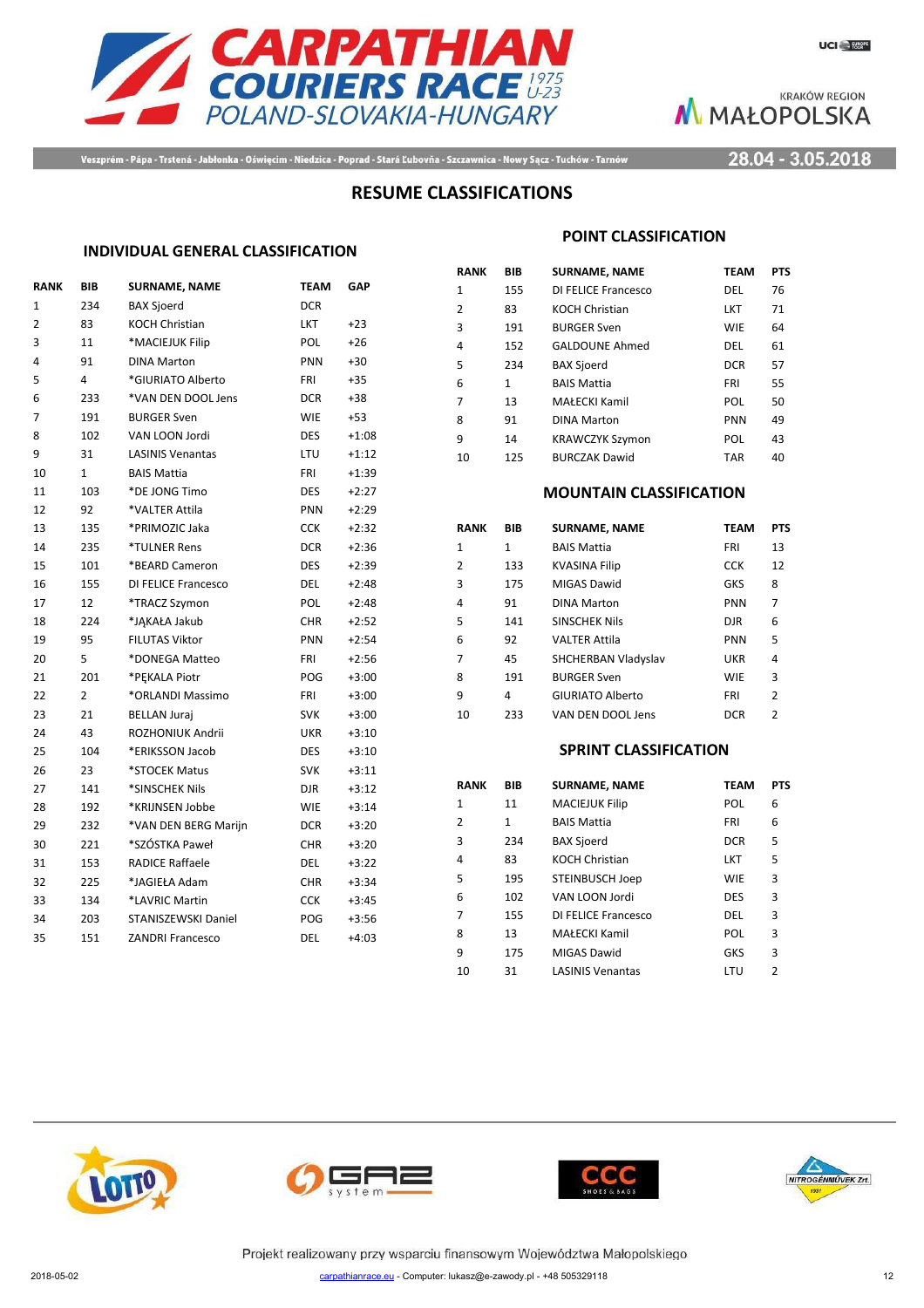# CARPATHIAN COURIERS RACE 1975 U-23

POLAND-SLOVAKIA-HUNGARY

KRAKÓW REGION MAŁOPOLSKA

Veszprém - Pápa - Trstená - Jabłonka - Oświęcim - Niedzica - Poprad - Stará Ľubovňa - Szczawnica - Nowy Sącz - Tuchów - Tarnów

28.04 - 3.05.2018

## RESUME CLASSIFICATIONS

### INDIVIDUAL GENERAL CLASSIFICATION

| RANK | BIB | SURNAME, NAME | TEAM | GAP |
|---|---|---|---|---|
| 1 | 234 | BAX Sjoerd | DCR | |
| 2 | 83 | KOCH Christian | LKT | +23 |
| 3 | 11 | *MACIEJUK Filip | POL | +26 |
| 4 | 91 | DINA Marton | PNN | +30 |
| 5 | 4 | *GIURIATO Alberto | FRI | +35 |
| 6 | 233 | *VAN DEN DOOL Jens | DCR | +38 |
| 7 | 191 | BURGER Sven | WIE | +53 |
| 8 | 102 | VAN LOON Jordi | DES | +1:08 |
| 9 | 31 | LASINIS Venantas | LTU | +1:12 |
| 10 | 1 | BAIS Mattia | FRI | +1:39 |
| 11 | 103 | *DE JONG Timo | DES | +2:27 |
| 12 | 92 | *VALTER Attila | PNN | +2:29 |
| 13 | 135 | *PRIMOZIC Jaka | CCK | +2:32 |
| 14 | 235 | *TULNER Rens | DCR | +2:36 |
| 15 | 101 | *BEARD Cameron | DES | +2:39 |
| 16 | 155 | DI FELICE Francesco | DEL | +2:48 |
| 17 | 12 | *TRACZ Szymon | POL | +2:48 |
| 18 | 224 | *JĄKAŁA Jakub | CHR | +2:52 |
| 19 | 95 | FILUTAS Viktor | PNN | +2:54 |
| 20 | 5 | *DONEGA Matteo | FRI | +2:56 |
| 21 | 201 | *PĘKALA Piotr | POG | +3:00 |
| 22 | 2 | *ORLANDI Massimo | FRI | +3:00 |
| 23 | 21 | BELLAN Juraj | SVK | +3:00 |
| 24 | 43 | ROZHONIUK Andrii | UKR | +3:10 |
| 25 | 104 | *ERIKSSON Jacob | DES | +3:10 |
| 26 | 23 | *STOCEK Matus | SVK | +3:11 |
| 27 | 141 | *SINSCHEK Nils | DJR | +3:12 |
| 28 | 192 | *KRIJNSEN Jobbe | WIE | +3:14 |
| 29 | 232 | *VAN DEN BERG Marijn | DCR | +3:20 |
| 30 | 221 | *SZÓSTKA Paweł | CHR | +3:20 |
| 31 | 153 | RADICE Raffaele | DEL | +3:22 |
| 32 | 225 | *JAGIEŁA Adam | CHR | +3:34 |
| 33 | 134 | *LAVRIC Martin | CCK | +3:45 |
| 34 | 203 | STANISZEWSKI Daniel | POG | +3:56 |
| 35 | 151 | ZANDRI Francesco | DEL | +4:03 |

### POINT CLASSIFICATION

| RANK | BIB | SURNAME, NAME | TEAM | PTS |
|---|---|---|---|---|
| 1 | 155 | DI FELICE Francesco | DEL | 76 |
| 2 | 83 | KOCH Christian | LKT | 71 |
| 3 | 191 | BURGER Sven | WIE | 64 |
| 4 | 152 | GALDOUNE Ahmed | DEL | 61 |
| 5 | 234 | BAX Sjoerd | DCR | 57 |
| 6 | 1 | BAIS Mattia | FRI | 55 |
| 7 | 13 | MAŁECKI Kamil | POL | 50 |
| 8 | 91 | DINA Marton | PNN | 49 |
| 9 | 14 | KRAWCZYK Szymon | POL | 43 |
| 10 | 125 | BURCZAK Dawid | TAR | 40 |

### MOUNTAIN CLASSIFICATION

| RANK | BIB | SURNAME, NAME | TEAM | PTS |
|---|---|---|---|---|
| 1 | 1 | BAIS Mattia | FRI | 13 |
| 2 | 133 | KVASINA Filip | CCK | 12 |
| 3 | 175 | MIGAS Dawid | GKS | 8 |
| 4 | 91 | DINA Marton | PNN | 7 |
| 5 | 141 | SINSCHEK Nils | DJR | 6 |
| 6 | 92 | VALTER Attila | PNN | 5 |
| 7 | 45 | SHCHERBAN Vladyslav | UKR | 4 |
| 8 | 191 | BURGER Sven | WIE | 3 |
| 9 | 4 | GIURIATO Alberto | FRI | 2 |
| 10 | 233 | VAN DEN DOOL Jens | DCR | 2 |

### SPRINT CLASSIFICATION

| RANK | BIB | SURNAME, NAME | TEAM | PTS |
|---|---|---|---|---|
| 1 | 11 | MACIEJUK Filip | POL | 6 |
| 2 | 1 | BAIS Mattia | FRI | 6 |
| 3 | 234 | BAX Sjoerd | DCR | 5 |
| 4 | 83 | KOCH Christian | LKT | 5 |
| 5 | 195 | STEINBUSCH Joep | WIE | 3 |
| 6 | 102 | VAN LOON Jordi | DES | 3 |
| 7 | 155 | DI FELICE Francesco | DEL | 3 |
| 8 | 13 | MAŁECKI Kamil | POL | 3 |
| 9 | 175 | MIGAS Dawid | GKS | 3 |
| 10 | 31 | LASINIS Venantas | LTU | 2 |

Projekt realizowany przy wsparciu finansowym Województwa Małopolskiego

2018-05-02 carpathianrace.eu - Computer: lukasz@e-zawody.pl - +48 505329118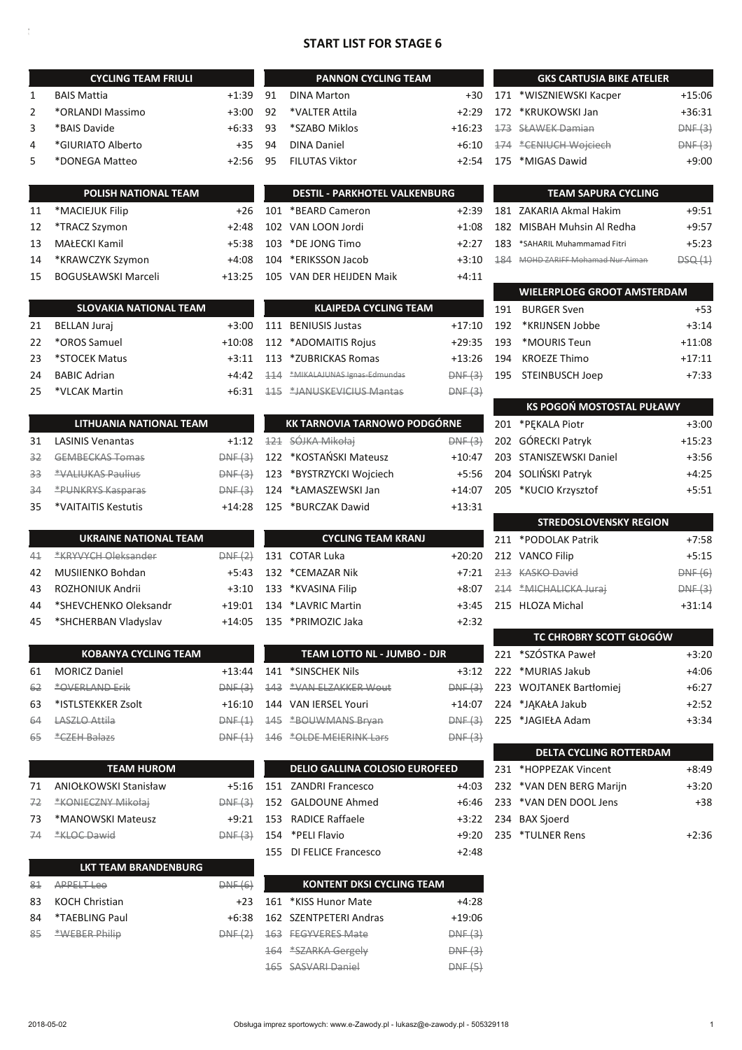# START LIST FOR STAGE 6

| CYCLING TEAM FRIULI | | |
|---|---|---|
| 1 | BAIS Mattia | +1:39 |
| 2 | *ORLANDI Massimo | +3:00 |
| 3 | *BAIS Davide | +6:33 |
| 4 | *GIURIATO Alberto | +35 |
| 5 | *DONEGA Matteo | +2:56 |

| POLISH NATIONAL TEAM | | |
|---|---|---|
| 11 | *MACIEJUK Filip | +26 |
| 12 | *TRACZ Szymon | +2:48 |
| 13 | MAŁECKI Kamil | +5:38 |
| 14 | *KRAWCZYK Szymon | +4:08 |
| 15 | BOGUSŁAWSKI Marceli | +13:25 |

| SLOVAKIA NATIONAL TEAM | | |
|---|---|---|
| 21 | BELLAN Juraj | +3:00 |
| 22 | *OROS Samuel | +10:08 |
| 23 | *STOCEK Matus | +3:11 |
| 24 | BABIC Adrian | +4:42 |
| 25 | *VLCAK Martin | +6:31 |

| LITHUANIA NATIONAL TEAM | | |
|---|---|---|
| 31 | LASINIS Venantas | +1:12 |
| ~~32~~ | ~~GEMBECKAS Tomas~~ | ~~DNF (3)~~ |
| ~~33~~ | ~~*VALIUKAS Paulius~~ | ~~DNF (3)~~ |
| ~~34~~ | ~~*PUNKRYS Kasparas~~ | ~~DNF (3)~~ |
| 35 | *VAITAITIS Kestutis | +14:28 |

| UKRAINE NATIONAL TEAM | | |
|---|---|---|
| ~~41~~ | ~~*KRYVYCH Oleksander~~ | ~~DNF (2)~~ |
| 42 | MUSIIENKO Bohdan | +5:43 |
| 43 | ROZHONIUK Andrii | +3:10 |
| 44 | *SHEVCHENKO Oleksandr | +19:01 |
| 45 | *SHCHERBAN Vladyslav | +14:05 |

| KOBANYA CYCLING TEAM | | |
|---|---|---|
| 61 | MORICZ Daniel | +13:44 |
| ~~62~~ | ~~*OVERLAND Erik~~ | ~~DNF (3)~~ |
| 63 | *ISTLSTEKKER Zsolt | +16:10 |
| ~~64~~ | ~~LASZLO Attila~~ | ~~DNF (1)~~ |
| ~~65~~ | ~~*CZEH Balazs~~ | ~~DNF (1)~~ |

| TEAM HUROM | | |
|---|---|---|
| 71 | ANIOŁKOWSKI Stanisław | +5:16 |
| ~~72~~ | ~~*KONIECZNY Mikołaj~~ | ~~DNF (3)~~ |
| 73 | *MANOWSKI Mateusz | +9:21 |
| ~~74~~ | ~~*KLOC Dawid~~ | ~~DNF (3)~~ |

| LKT TEAM BRANDENBURG | | |
|---|---|---|
| ~~81~~ | ~~APPELT Leo~~ | ~~DNF (6)~~ |
| 83 | KOCH Christian | +23 |
| 84 | *TAEBLING Paul | +6:38 |
| ~~85~~ | ~~*WEBER Philip~~ | ~~DNF (2)~~ |

| PANNON CYCLING TEAM | | |
|---|---|---|
| 91 | DINA Marton | +30 |
| 92 | *VALTER Attila | +2:29 |
| 93 | *SZABO Miklos | +16:23 |
| 94 | DINA Daniel | +6:10 |
| 95 | FILUTAS Viktor | +2:54 |

| DESTIL - PARKHOTEL VALKENBURG | | |
|---|---|---|
| 101 | *BEARD Cameron | +2:39 |
| 102 | VAN LOON Jordi | +1:08 |
| 103 | *DE JONG Timo | +2:27 |
| 104 | *ERIKSSON Jacob | +3:10 |
| 105 | VAN DER HEIJDEN Maik | +4:11 |

| KLAIPEDA CYCLING TEAM | | |
|---|---|---|
| 111 | BENIUSIS Justas | +17:10 |
| 112 | *ADOMAITIS Rojus | +29:35 |
| 113 | *ZUBRICKAS Romas | +13:26 |
| ~~114~~ | ~~*MIKALAJUNAS Ignas-Edmundas~~ | ~~DNF (3)~~ |
| ~~115~~ | ~~*JANUSKEVICIUS Mantas~~ | ~~DNF (3)~~ |

| KK TARNOVIA TARNOWO PODGÓRNE | | |
|---|---|---|
| ~~121~~ | ~~SÓJKA Mikołaj~~ | ~~DNF (3)~~ |
| 122 | *KOSTAŃSKI Mateusz | +10:47 |
| 123 | *BYSTRZYCKI Wojciech | +5:56 |
| 124 | *ŁAMASZEWSKI Jan | +14:07 |
| 125 | *BURCZAK Dawid | +13:31 |

| CYCLING TEAM KRANJ | | |
|---|---|---|
| 131 | COTAR Luka | +20:20 |
| 132 | *CEMAZAR Nik | +7:21 |
| 133 | *KVASINA Filip | +8:07 |
| 134 | *LAVRIC Martin | +3:45 |
| 135 | *PRIMOZIC Jaka | +2:32 |

| TEAM LOTTO NL - JUMBO - DJR | | |
|---|---|---|
| 141 | *SINSCHEK Nils | +3:12 |
| ~~143~~ | ~~*VAN ELZAKKER Wout~~ | ~~DNF (3)~~ |
| 144 | VAN IERSEL Youri | +14:07 |
| ~~145~~ | ~~*BOUWMANS Bryan~~ | ~~DNF (3)~~ |
| ~~146~~ | ~~*OLDE MEIERINK Lars~~ | ~~DNF (3)~~ |

| DELIO GALLINA COLOSIO EUROFEED | | |
|---|---|---|
| 151 | ZANDRI Francesco | +4:03 |
| 152 | GALDOUNE Ahmed | +6:46 |
| 153 | RADICE Raffaele | +3:22 |
| 154 | *PELI Flavio | +9:20 |
| 155 | DI FELICE Francesco | +2:48 |

| KONTENT DKSI CYCLING TEAM | | |
|---|---|---|
| 161 | *KISS Hunor Mate | +4:28 |
| 162 | SZENTPETERI Andras | +19:06 |
| ~~163~~ | ~~FEGYVERES Mate~~ | ~~DNF (3)~~ |
| ~~164~~ | ~~*SZARKA Gergely~~ | ~~DNF (3)~~ |
| ~~165~~ | ~~SASVARI Daniel~~ | ~~DNF (5)~~ |

| GKS CARTUSIA BIKE ATELIER | | |
|---|---|---|
| 171 | *WISZNIEWSKI Kacper | +15:06 |
| 172 | *KRUKOWSKI Jan | +36:31 |
| ~~173~~ | ~~SŁAWEK Damian~~ | ~~DNF (3)~~ |
| ~~174~~ | ~~*CENIUCH Wojciech~~ | ~~DNF (3)~~ |
| 175 | *MIGAS Dawid | +9:00 |

| TEAM SAPURA CYCLING | | |
|---|---|---|
| 181 | ZAKARIA Akmal Hakim | +9:51 |
| 182 | MISBAH Muhsin Al Redha | +9:57 |
| 183 | *SAHARIL Muhammamad Fitri | +5:23 |
| ~~184~~ | ~~MOHD ZARIFF Mohamad Nur Aiman~~ | ~~DSQ (1)~~ |

| WIELERPLOEG GROOT AMSTERDAM | | |
|---|---|---|
| 191 | BURGER Sven | +53 |
| 192 | *KRIJNSEN Jobbe | +3:14 |
| 193 | *MOURIS Teun | +11:08 |
| 194 | KROEZE Thimo | +17:11 |
| 195 | STEINBUSCH Joep | +7:33 |

| KS POGOŃ MOSTOSTAL PUŁAWY | | |
|---|---|---|
| 201 | *PĘKALA Piotr | +3:00 |
| 202 | GÓRECKI Patryk | +15:23 |
| 203 | STANISZEWSKI Daniel | +3:56 |
| 204 | SOLIŃSKI Patryk | +4:25 |
| 205 | *KUCIO Krzysztof | +5:51 |

| STREDOSLOVENSKY REGION | | |
|---|---|---|
| 211 | *PODOLAK Patrik | +7:58 |
| 212 | VANCO Filip | +5:15 |
| ~~213~~ | ~~KASKO David~~ | ~~DNF (6)~~ |
| ~~214~~ | ~~*MICHALICKA Juraj~~ | ~~DNF (3)~~ |
| 215 | HLOZA Michal | +31:14 |

| TC CHROBRY SCOTT GŁOGÓW | | |
|---|---|---|
| 221 | *SZÓSTKA Paweł | +3:20 |
| 222 | *MURIAS Jakub | +4:06 |
| 223 | WOJTANEK Bartłomiej | +6:27 |
| 224 | *JĄKAŁA Jakub | +2:52 |
| 225 | *JAGIEŁA Adam | +3:34 |

| DELTA CYCLING ROTTERDAM | | |
|---|---|---|
| 231 | *HOPPEZAK Vincent | +8:49 |
| 232 | *VAN DEN BERG Marijn | +3:20 |
| 233 | *VAN DEN DOOL Jens | +38 |
| 234 | BAX Sjoerd | |
| 235 | *TULNER Rens | +2:36 |

2018-05-02 Obsługa imprez sportowych: www.e-Zawody.pl - lukasz@e-zawody.pl - 505329118